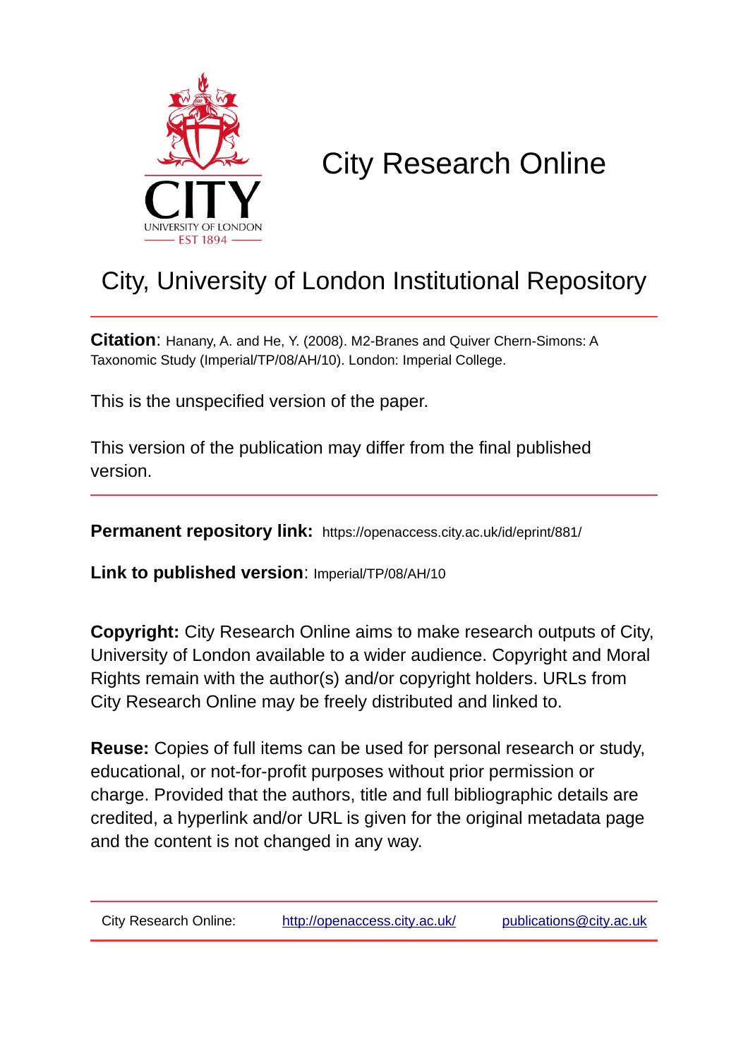# City Research Online

## City, University of London Institutional Repository

**Citation**: Hanany, A. and He, Y. (2008). M2-Branes and Quiver Chern-Simons: A Taxonomic Study (Imperial/TP/08/AH/10). London: Imperial College.

This is the unspecified version of the paper.

This version of the publication may differ from the final published version.

**Permanent repository link:** https://openaccess.city.ac.uk/id/eprint/881/

**Link to published version**: Imperial/TP/08/AH/10

**Copyright:** City Research Online aims to make research outputs of City, University of London available to a wider audience. Copyright and Moral Rights remain with the author(s) and/or copyright holders. URLs from City Research Online may be freely distributed and linked to.

**Reuse:** Copies of full items can be used for personal research or study, educational, or not-for-profit purposes without prior permission or charge. Provided that the authors, title and full bibliographic details are credited, a hyperlink and/or URL is given for the original metadata page and the content is not changed in any way.

City Research Online: http://openaccess.city.ac.uk/ publications@city.ac.uk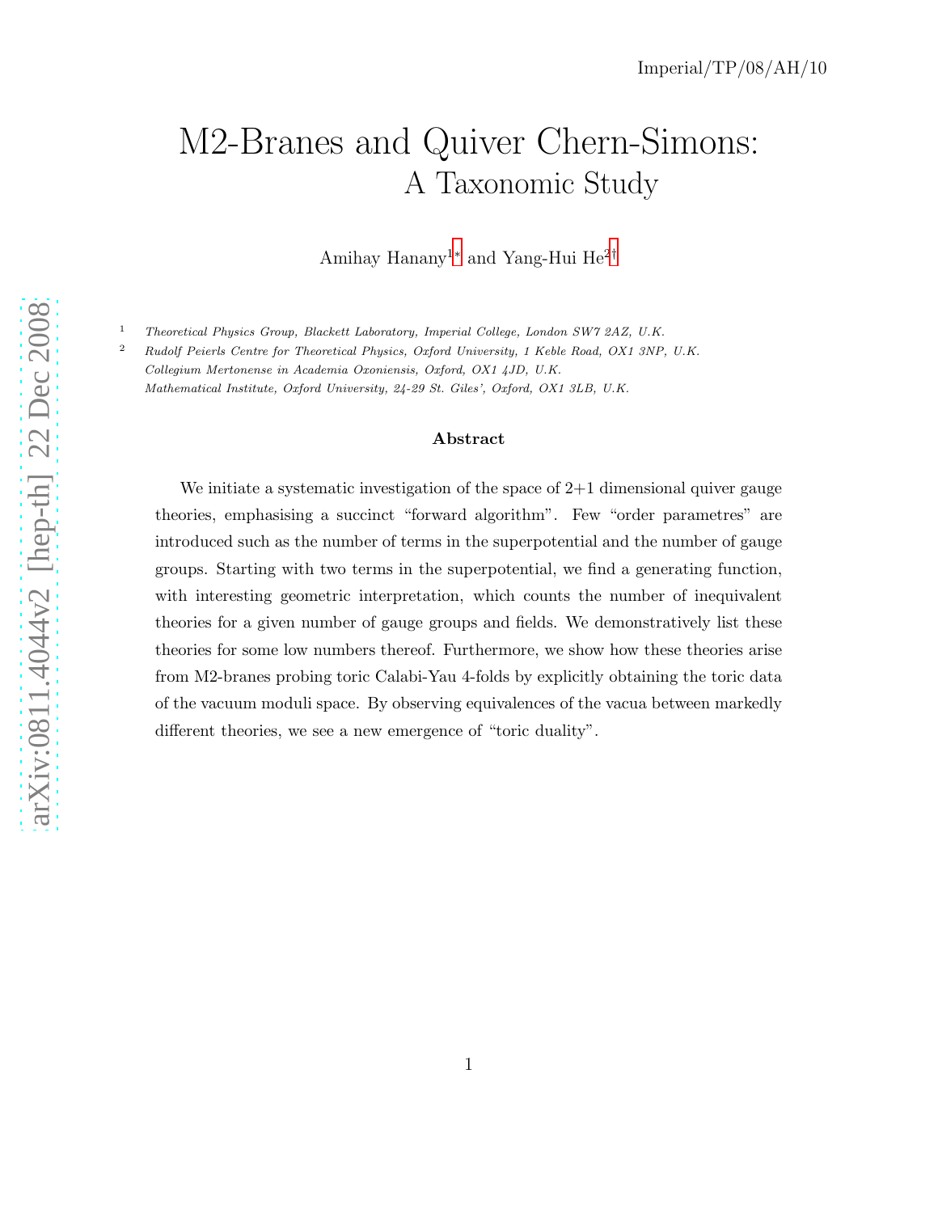Imperial/TP/08/AH/10

# M2-Branes and Quiver Chern-Simons: A Taxonomic Study

Amihay Hanany[1]* and Yang-Hui He[2]†

[1] *Theoretical Physics Group, Blackett Laboratory, Imperial College, London SW7 2AZ, U.K.*

[2] *Rudolf Peierls Centre for Theoretical Physics, Oxford University, 1 Keble Road, OX1 3NP, U.K.*
*Collegium Mertonense in Academia Oxoniensis, Oxford, OX1 4JD, U.K.*
*Mathematical Institute, Oxford University, 24-29 St. Giles', Oxford, OX1 3LB, U.K.*

**Abstract**

We initiate a systematic investigation of the space of 2+1 dimensional quiver gauge theories, emphasising a succinct "forward algorithm". Few "order parametres" are introduced such as the number of terms in the superpotential and the number of gauge groups. Starting with two terms in the superpotential, we find a generating function, with interesting geometric interpretation, which counts the number of inequivalent theories for a given number of gauge groups and fields. We demonstratively list these theories for some low numbers thereof. Furthermore, we show how these theories arise from M2-branes probing toric Calabi-Yau 4-folds by explicitly obtaining the toric data of the vacuum moduli space. By observing equivalences of the vacua between markedly different theories, we see a new emergence of "toric duality".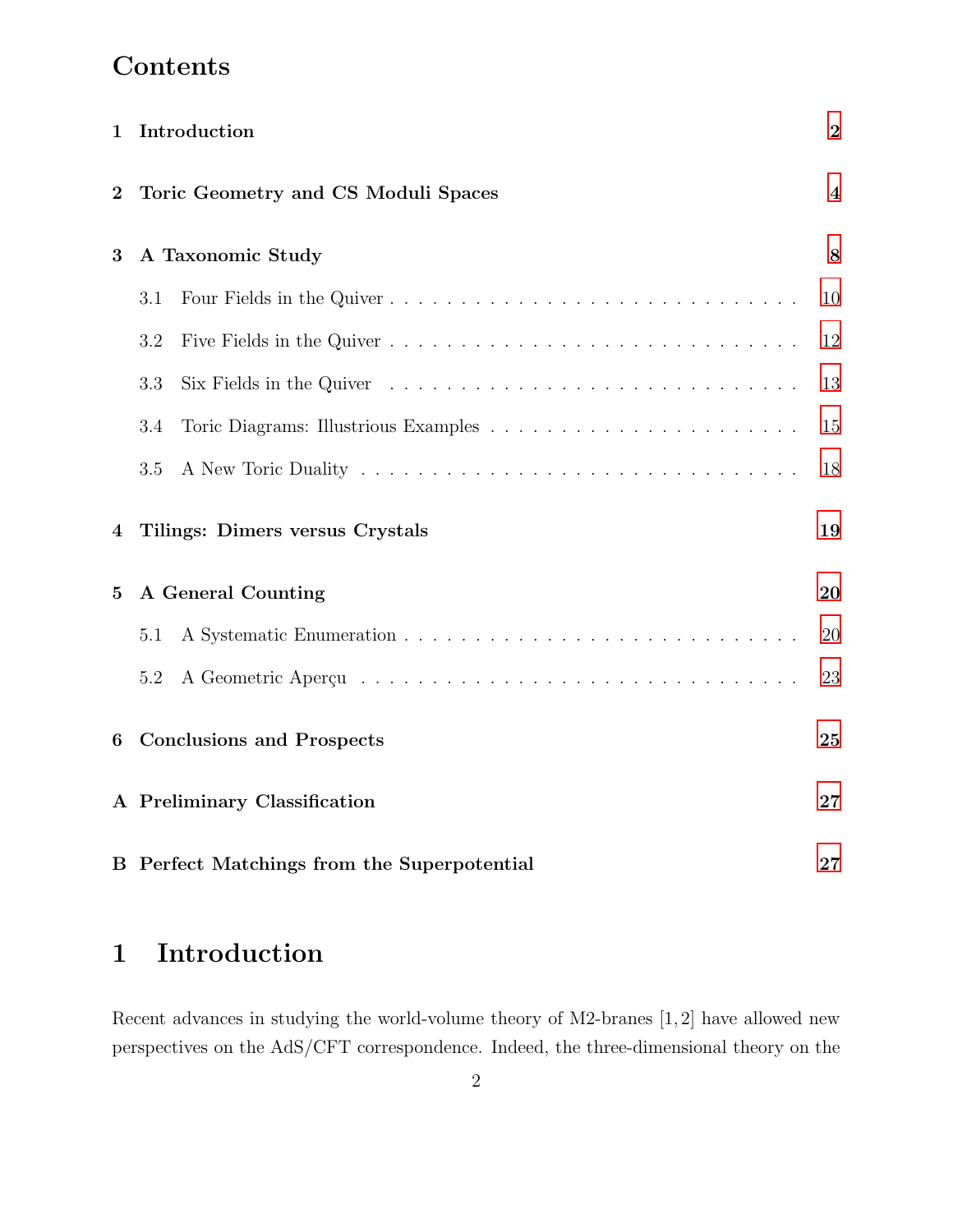# Contents

1 Introduction 2

2 Toric Geometry and CS Moduli Spaces 4

3 A Taxonomic Study 8

- 3.1 Four Fields in the Quiver . . . . . . . . . . . . . . . . . . . . . . . . . . . . . . . . 10
- 3.2 Five Fields in the Quiver . . . . . . . . . . . . . . . . . . . . . . . . . . . . . . . . 12
- 3.3 Six Fields in the Quiver . . . . . . . . . . . . . . . . . . . . . . . . . . . . . . . . 13
- 3.4 Toric Diagrams: Illustrious Examples . . . . . . . . . . . . . . . . . . . . . . . . 15
- 3.5 A New Toric Duality . . . . . . . . . . . . . . . . . . . . . . . . . . . . . . . . . . 18

4 Tilings: Dimers versus Crystals 19

5 A General Counting 20

- 5.1 A Systematic Enumeration . . . . . . . . . . . . . . . . . . . . . . . . . . . . . . . 20
- 5.2 A Geometric Aperçu . . . . . . . . . . . . . . . . . . . . . . . . . . . . . . . . . . 23

6 Conclusions and Prospects 25

A Preliminary Classification 27

B Perfect Matchings from the Superpotential 27

# 1 Introduction

Recent advances in studying the world-volume theory of M2-branes [1,2] have allowed new perspectives on the AdS/CFT correspondence. Indeed, the three-dimensional theory on the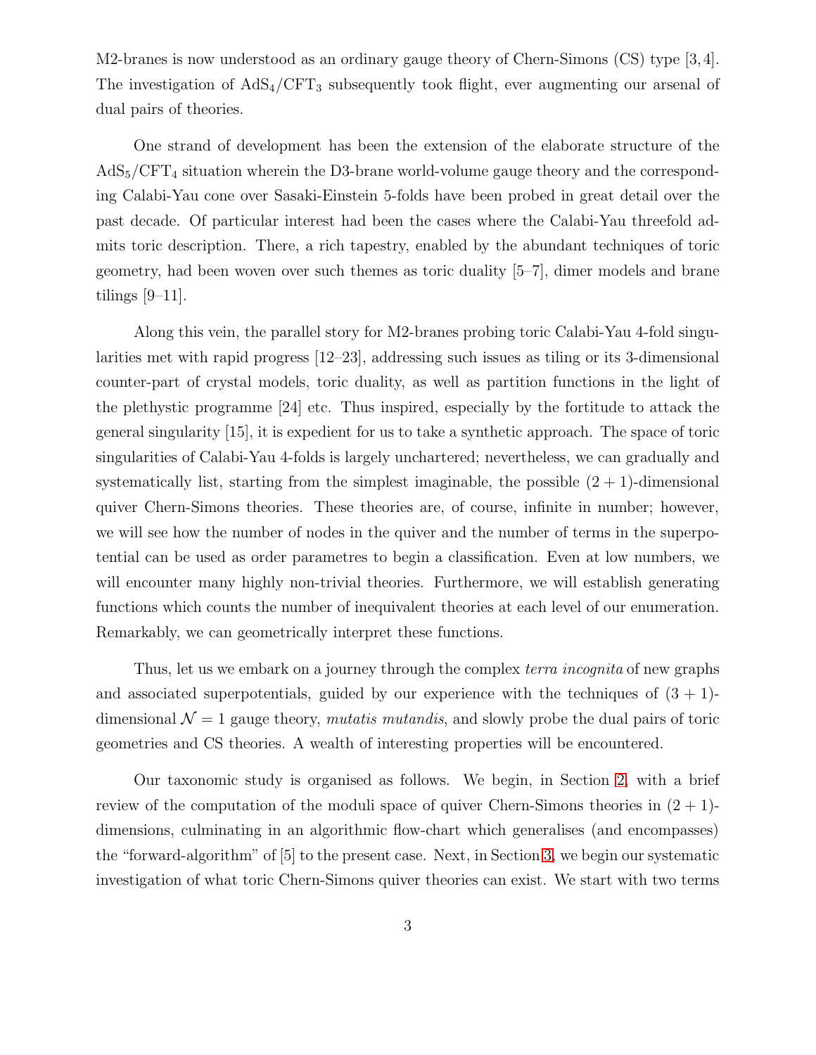M2-branes is now understood as an ordinary gauge theory of Chern-Simons (CS) type [3,4]. The investigation of $AdS_4/CFT_3$ subsequently took flight, ever augmenting our arsenal of dual pairs of theories.

One strand of development has been the extension of the elaborate structure of the $AdS_5/CFT_4$ situation wherein the D3-brane world-volume gauge theory and the corresponding Calabi-Yau cone over Sasaki-Einstein 5-folds have been probed in great detail over the past decade. Of particular interest had been the cases where the Calabi-Yau threefold admits toric description. There, a rich tapestry, enabled by the abundant techniques of toric geometry, had been woven over such themes as toric duality [5–7], dimer models and brane tilings [9–11].

Along this vein, the parallel story for M2-branes probing toric Calabi-Yau 4-fold singularities met with rapid progress [12–23], addressing such issues as tiling or its 3-dimensional counter-part of crystal models, toric duality, as well as partition functions in the light of the plethystic programme [24] etc. Thus inspired, especially by the fortitude to attack the general singularity [15], it is expedient for us to take a synthetic approach. The space of toric singularities of Calabi-Yau 4-folds is largely unchartered; nevertheless, we can gradually and systematically list, starting from the simplest imaginable, the possible $(2+1)$-dimensional quiver Chern-Simons theories. These theories are, of course, infinite in number; however, we will see how the number of nodes in the quiver and the number of terms in the superpotential can be used as order parametres to begin a classification. Even at low numbers, we will encounter many highly non-trivial theories. Furthermore, we will establish generating functions which counts the number of inequivalent theories at each level of our enumeration. Remarkably, we can geometrically interpret these functions.

Thus, let us we embark on a journey through the complex *terra incognita* of new graphs and associated superpotentials, guided by our experience with the techniques of $(3+1)$-dimensional $\mathcal{N}=1$ gauge theory, *mutatis mutandis*, and slowly probe the dual pairs of toric geometries and CS theories. A wealth of interesting properties will be encountered.

Our taxonomic study is organised as follows. We begin, in Section 2, with a brief review of the computation of the moduli space of quiver Chern-Simons theories in $(2+1)$-dimensions, culminating in an algorithmic flow-chart which generalises (and encompasses) the "forward-algorithm" of [5] to the present case. Next, in Section 3, we begin our systematic investigation of what toric Chern-Simons quiver theories can exist. We start with two terms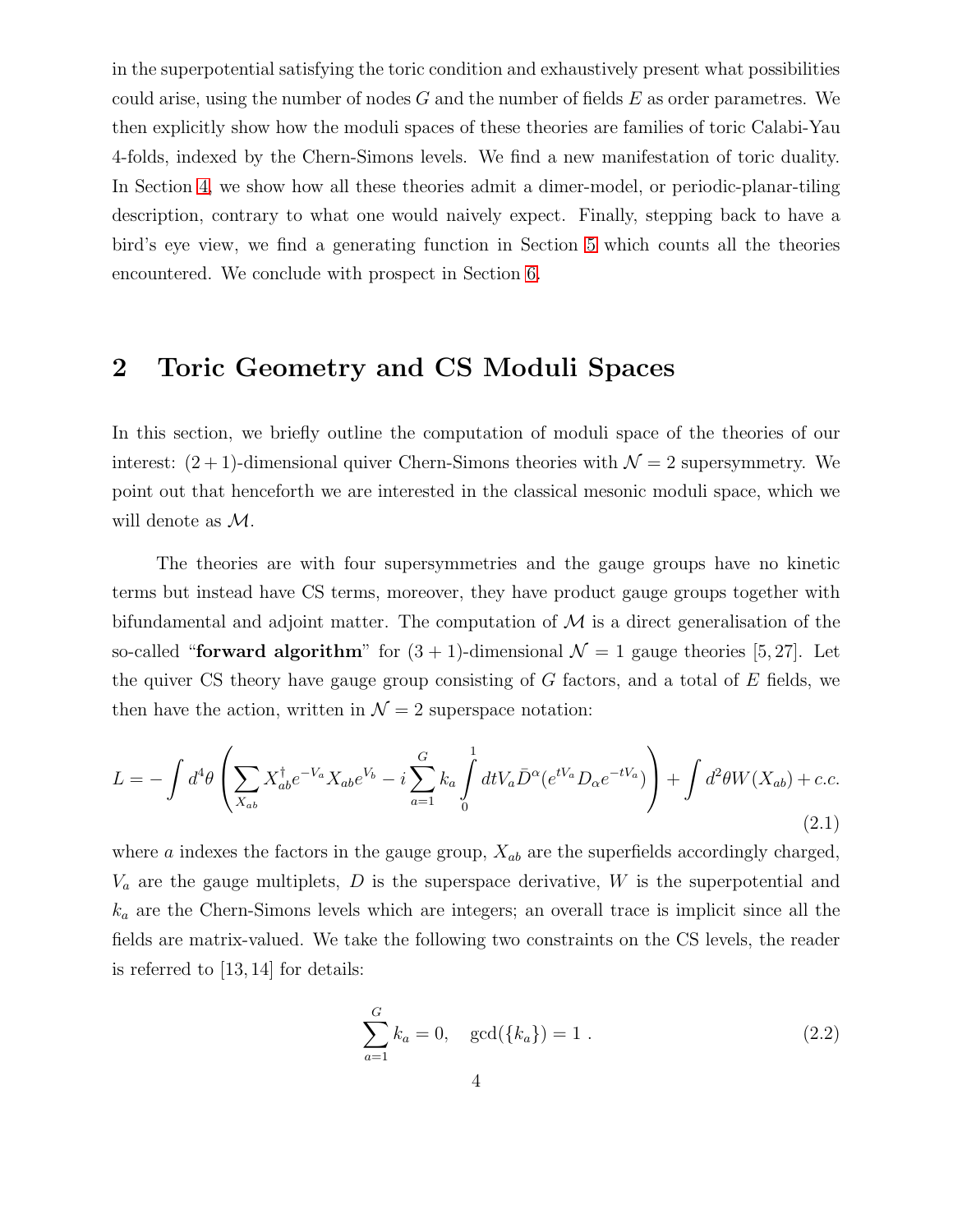in the superpotential satisfying the toric condition and exhaustively present what possibilities could arise, using the number of nodes $G$ and the number of fields $E$ as order parametres. We then explicitly show how the moduli spaces of these theories are families of toric Calabi-Yau 4-folds, indexed by the Chern-Simons levels. We find a new manifestation of toric duality. In Section 4, we show how all these theories admit a dimer-model, or periodic-planar-tiling description, contrary to what one would naively expect. Finally, stepping back to have a bird's eye view, we find a generating function in Section 5 which counts all the theories encountered. We conclude with prospect in Section 6.

## 2 Toric Geometry and CS Moduli Spaces

In this section, we briefly outline the computation of moduli space of the theories of our interest: $(2+1)$-dimensional quiver Chern-Simons theories with $\mathcal{N}=2$ supersymmetry. We point out that henceforth we are interested in the classical mesonic moduli space, which we will denote as $\mathcal{M}$.

The theories are with four supersymmetries and the gauge groups have no kinetic terms but instead have CS terms, moreover, they have product gauge groups together with bifundamental and adjoint matter. The computation of $\mathcal{M}$ is a direct generalisation of the so-called "**forward algorithm**" for $(3+1)$-dimensional $\mathcal{N}=1$ gauge theories [5, 27]. Let the quiver CS theory have gauge group consisting of $G$ factors, and a total of $E$ fields, we then have the action, written in $\mathcal{N}=2$ superspace notation:

$$
L = -\int d^4\theta \left( \sum_{X_{ab}} X_{ab}^\dagger e^{-V_a} X_{ab} e^{V_b} - i \sum_{a=1}^{G} k_a \int_0^1 dt V_a \bar{D}^\alpha (e^{tV_a} D_\alpha e^{-tV_a}) \right) + \int d^2\theta W(X_{ab}) + c.c. \tag{2.1}
$$

where $a$ indexes the factors in the gauge group, $X_{ab}$ are the superfields accordingly charged, $V_a$ are the gauge multiplets, $D$ is the superspace derivative, $W$ is the superpotential and $k_a$ are the Chern-Simons levels which are integers; an overall trace is implicit since all the fields are matrix-valued. We take the following two constraints on the CS levels, the reader is referred to [13, 14] for details:

$$
\sum_{a=1}^{G} k_a = 0, \quad \gcd(\{k_a\}) = 1 \ . \tag{2.2}
$$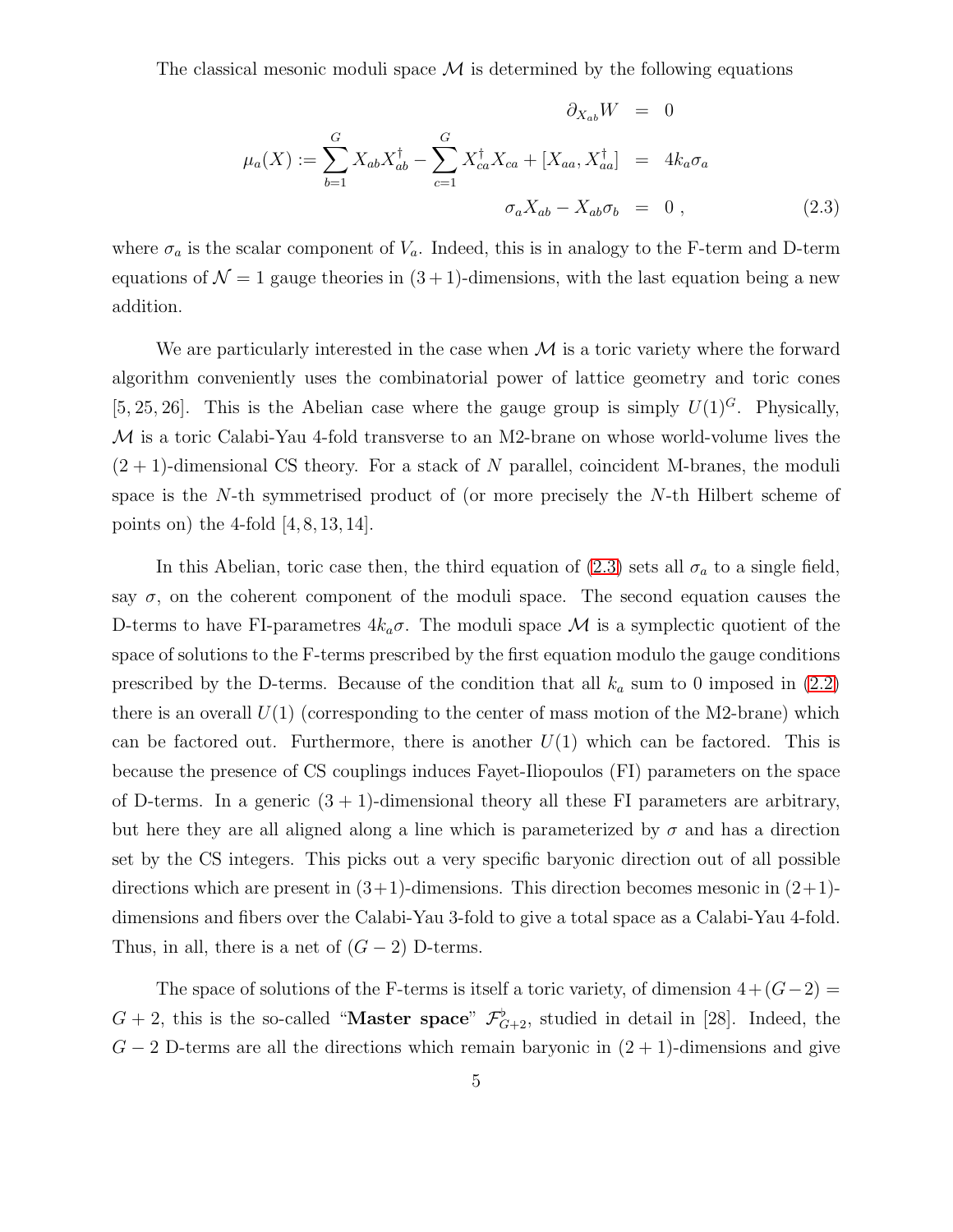The classical mesonic moduli space $\mathcal{M}$ is determined by the following equations

$$
\begin{aligned}
\partial_{X_{ab}} W &= 0 \\
\mu_a(X) := \sum_{b=1}^{G} X_{ab}X_{ab}^\dagger - \sum_{c=1}^{G} X_{ca}^\dagger X_{ca} + [X_{aa}, X_{aa}^\dagger] &= 4k_a\sigma_a \\
\sigma_a X_{ab} - X_{ab}\sigma_b &= 0 \ ,
\end{aligned}
\tag{2.3}
$$

where $\sigma_a$ is the scalar component of $V_a$. Indeed, this is in analogy to the F-term and D-term equations of $\mathcal{N}=1$ gauge theories in $(3+1)$-dimensions, with the last equation being a new addition.

We are particularly interested in the case when $\mathcal{M}$ is a toric variety where the forward algorithm conveniently uses the combinatorial power of lattice geometry and toric cones [5, 25, 26]. This is the Abelian case where the gauge group is simply $U(1)^G$. Physically, $\mathcal{M}$ is a toric Calabi-Yau 4-fold transverse to an M2-brane on whose world-volume lives the $(2+1)$-dimensional CS theory. For a stack of $N$ parallel, coincident M-branes, the moduli space is the $N$-th symmetrised product of (or more precisely the $N$-th Hilbert scheme of points on) the 4-fold [4, 8, 13, 14].

In this Abelian, toric case then, the third equation of (2.3) sets all $\sigma_a$ to a single field, say $\sigma$, on the coherent component of the moduli space. The second equation causes the D-terms to have FI-parametres $4k_a\sigma$. The moduli space $\mathcal{M}$ is a symplectic quotient of the space of solutions to the F-terms prescribed by the first equation modulo the gauge conditions prescribed by the D-terms. Because of the condition that all $k_a$ sum to 0 imposed in (2.2) there is an overall $U(1)$ (corresponding to the center of mass motion of the M2-brane) which can be factored out. Furthermore, there is another $U(1)$ which can be factored. This is because the presence of CS couplings induces Fayet-Iliopoulos (FI) parameters on the space of D-terms. In a generic $(3+1)$-dimensional theory all these FI parameters are arbitrary, but here they are all aligned along a line which is parameterized by $\sigma$ and has a direction set by the CS integers. This picks out a very specific baryonic direction out of all possible directions which are present in $(3+1)$-dimensions. This direction becomes mesonic in $(2+1)$-dimensions and fibers over the Calabi-Yau 3-fold to give a total space as a Calabi-Yau 4-fold. Thus, in all, there is a net of $(G-2)$ D-terms.

The space of solutions of the F-terms is itself a toric variety, of dimension $4+(G-2) = G+2$, this is the so-called "**Master space**" $\mathcal{F}^\flat_{G+2}$, studied in detail in [28]. Indeed, the $G-2$ D-terms are all the directions which remain baryonic in $(2+1)$-dimensions and give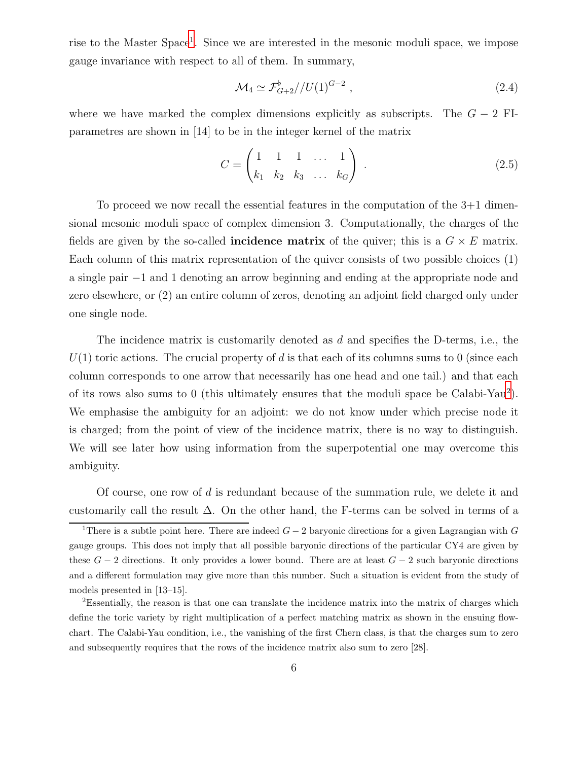rise to the Master Space[1]. Since we are interested in the mesonic moduli space, we impose gauge invariance with respect to all of them. In summary,

$$\mathcal{M}_4 \simeq \mathcal{F}^{\flat}_{G+2}//U(1)^{G-2} \ , \tag{2.4}$$

where we have marked the complex dimensions explicitly as subscripts. The $G-2$ FI-parametres are shown in [14] to be in the integer kernel of the matrix

$$C = \begin{pmatrix} 1 & 1 & 1 & \dots & 1 \\ k_1 & k_2 & k_3 & \dots & k_G \end{pmatrix} \ . \tag{2.5}$$

To proceed we now recall the essential features in the computation of the 3+1 dimensional mesonic moduli space of complex dimension 3. Computationally, the charges of the fields are given by the so-called **incidence matrix** of the quiver; this is a $G \times E$ matrix. Each column of this matrix representation of the quiver consists of two possible choices (1) a single pair $-1$ and 1 denoting an arrow beginning and ending at the appropriate node and zero elsewhere, or (2) an entire column of zeros, denoting an adjoint field charged only under one single node.

The incidence matrix is customarily denoted as $d$ and specifies the D-terms, i.e., the $U(1)$ toric actions. The crucial property of $d$ is that each of its columns sums to 0 (since each column corresponds to one arrow that necessarily has one head and one tail.) and that each of its rows also sums to 0 (this ultimately ensures that the moduli space be Calabi-Yau[2]). We emphasise the ambiguity for an adjoint: we do not know under which precise node it is charged; from the point of view of the incidence matrix, there is no way to distinguish. We will see later how using information from the superpotential one may overcome this ambiguity.

Of course, one row of $d$ is redundant because of the summation rule, we delete it and customarily call the result $\Delta$. On the other hand, the F-terms can be solved in terms of a

---

[1] There is a subtle point here. There are indeed $G-2$ baryonic directions for a given Lagrangian with $G$ gauge groups. This does not imply that all possible baryonic directions of the particular CY4 are given by these $G-2$ directions. It only provides a lower bound. There are at least $G-2$ such baryonic directions and a different formulation may give more than this number. Such a situation is evident from the study of models presented in [13–15].

[2] Essentially, the reason is that one can translate the incidence matrix into the matrix of charges which define the toric variety by right multiplication of a perfect matching matrix as shown in the ensuing flow-chart. The Calabi-Yau condition, i.e., the vanishing of the first Chern class, is that the charges sum to zero and subsequently requires that the rows of the incidence matrix also sum to zero [28].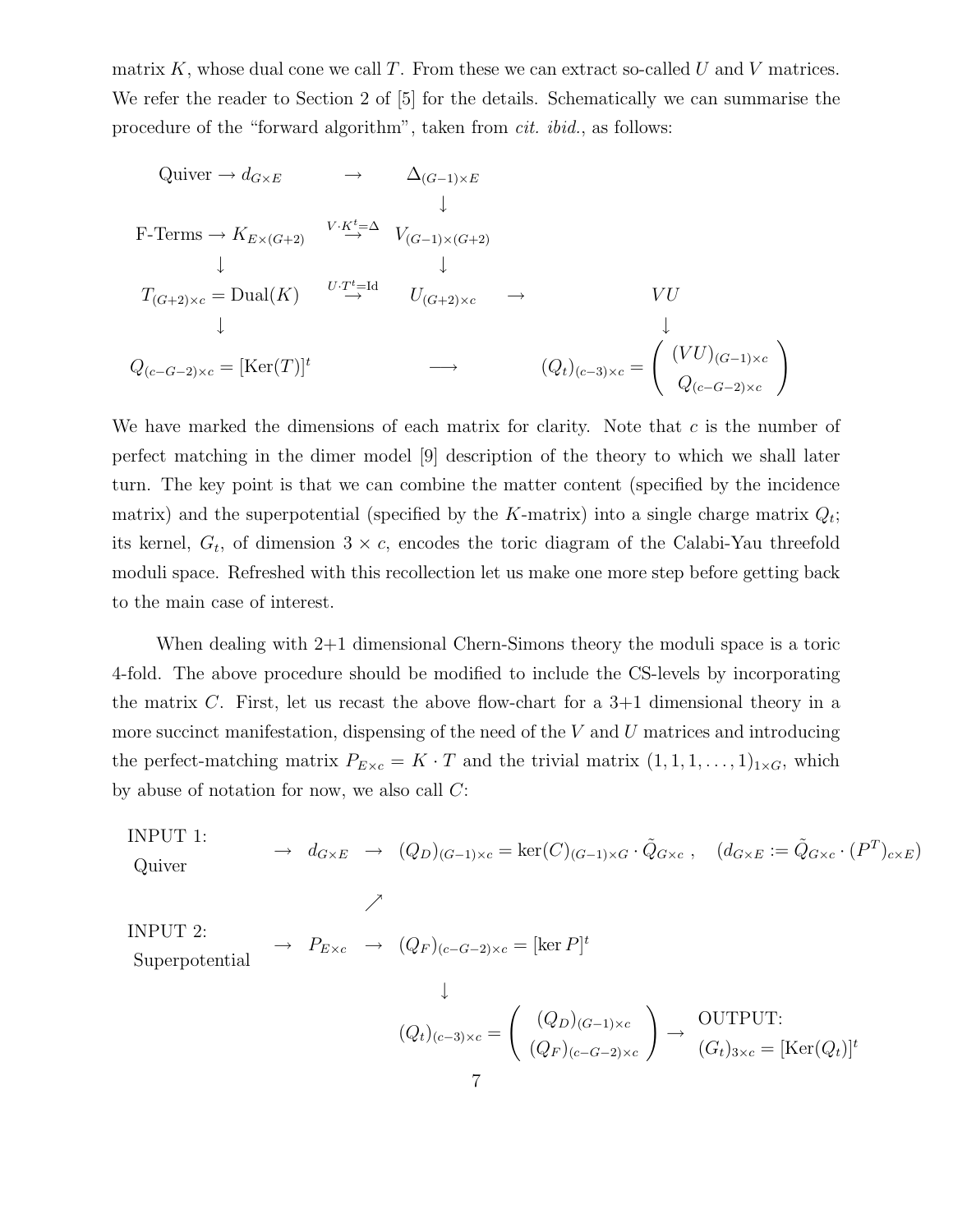matrix $K$, whose dual cone we call $T$. From these we can extract so-called $U$ and $V$ matrices. We refer the reader to Section 2 of [5] for the details. Schematically we can summarise the procedure of the "forward algorithm", taken from *cit. ibid.*, as follows:

$$
\begin{array}{ccccc}
\text{Quiver} \rightarrow d_{G\times E} & \rightarrow & \Delta_{(G-1)\times E} & & \\
 & & \downarrow & & \\
\text{F-Terms} \rightarrow K_{E\times(G+2)} & \stackrel{V\cdot K^t = \Delta}{\rightarrow} & V_{(G-1)\times(G+2)} & & \\
\downarrow & & \downarrow & & \\
T_{(G+2)\times c} = \text{Dual}(K) & \stackrel{U\cdot T^t = \text{Id}}{\rightarrow} & U_{(G+2)\times c} & \rightarrow & VU \\
\downarrow & & & & \downarrow \\
Q_{(c-G-2)\times c} = [\text{Ker}(T)]^t & & \longrightarrow & & (Q_t)_{(c-3)\times c} = \begin{pmatrix} (VU)_{(G-1)\times c} \\ Q_{(c-G-2)\times c} \end{pmatrix}
\end{array}
$$

We have marked the dimensions of each matrix for clarity. Note that $c$ is the number of perfect matching in the dimer model [9] description of the theory to which we shall later turn. The key point is that we can combine the matter content (specified by the incidence matrix) and the superpotential (specified by the $K$-matrix) into a single charge matrix $Q_t$; its kernel, $G_t$, of dimension $3\times c$, encodes the toric diagram of the Calabi-Yau threefold moduli space. Refreshed with this recollection let us make one more step before getting back to the main case of interest.

When dealing with 2+1 dimensional Chern-Simons theory the moduli space is a toric 4-fold. The above procedure should be modified to include the CS-levels by incorporating the matrix $C$. First, let us recast the above flow-chart for a 3+1 dimensional theory in a more succinct manifestation, dispensing of the need of the $V$ and $U$ matrices and introducing the perfect-matching matrix $P_{E\times c} = K \cdot T$ and the trivial matrix $(1,1,1,\ldots,1)_{1\times G}$, which by abuse of notation for now, we also call $C$:

$$
\begin{array}{llll}
\begin{array}{l}\text{INPUT 1:}\\ \text{Quiver}\end{array} & \rightarrow\ d_{G\times E} & \rightarrow\ (Q_D)_{(G-1)\times c} = \ker(C)_{(G-1)\times G}\cdot \tilde{Q}_{G\times c}\ , & (d_{G\times E} := \tilde{Q}_{G\times c}\cdot (P^T)_{c\times E}) \\
 & \quad\nearrow & & \\
\begin{array}{l}\text{INPUT 2:}\\ \text{Superpotential}\end{array} & \rightarrow\ P_{E\times c} & \rightarrow\ (Q_F)_{(c-G-2)\times c} = [\ker P]^t & \\
 & & \quad\downarrow & \\
 & & (Q_t)_{(c-3)\times c} = \begin{pmatrix} (Q_D)_{(G-1)\times c} \\ (Q_F)_{(c-G-2)\times c} \end{pmatrix} \rightarrow & \begin{array}{l}\text{OUTPUT:}\\ (G_t)_{3\times c} = [\text{Ker}(Q_t)]^t\end{array}
\end{array}
$$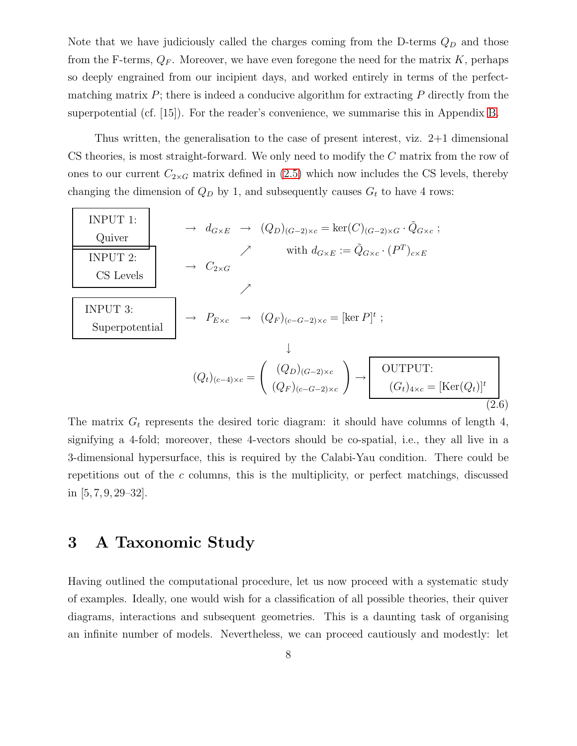Note that we have judiciously called the charges coming from the D-terms $Q_D$ and those from the F-terms, $Q_F$. Moreover, we have even foregone the need for the matrix $K$, perhaps so deeply engrained from our incipient days, and worked entirely in terms of the perfect-matching matrix $P$; there is indeed a conducive algorithm for extracting $P$ directly from the superpotential (cf. [15]). For the reader's convenience, we summarise this in Appendix B.

Thus written, the generalisation to the case of present interest, viz. 2+1 dimensional CS theories, is most straight-forward. We only need to modify the $C$ matrix from the row of ones to our current $C_{2\times G}$ matrix defined in (2.5) which now includes the CS levels, thereby changing the dimension of $Q_D$ by 1, and subsequently causes $G_t$ to have 4 rows:

$$
\begin{array}{l}
\boxed{\text{INPUT 1: Quiver}} \rightarrow d_{G\times E} \rightarrow (Q_D)_{(G-2)\times c} = \ker(C)_{(G-2)\times G} \cdot \tilde{Q}_{G\times c} \; ; \quad \text{with } d_{G\times E} := \tilde{Q}_{G\times c} \cdot (P^T)_{c\times E} \\
\boxed{\text{INPUT 2: CS Levels}} \rightarrow C_{2\times G} \nearrow \\
\boxed{\text{INPUT 3: Superpotential}} \rightarrow P_{E\times c} \nearrow \rightarrow (Q_F)_{(c-G-2)\times c} = [\ker P]^t \; ; \\
\qquad \downarrow \\
(Q_t)_{(c-4)\times c} = \begin{pmatrix} (Q_D)_{(G-2)\times c} \\ (Q_F)_{(c-G-2)\times c} \end{pmatrix} \rightarrow \boxed{\text{OUTPUT: } (G_t)_{4\times c} = [\mathrm{Ker}(Q_t)]^t}
\end{array}
\tag{2.6}
$$

The matrix $G_t$ represents the desired toric diagram: it should have columns of length 4, signifying a 4-fold; moreover, these 4-vectors should be co-spatial, i.e., they all live in a 3-dimensional hypersurface, this is required by the Calabi-Yau condition. There could be repetitions out of the $c$ columns, this is the multiplicity, or perfect matchings, discussed in [5, 7, 9, 29–32].

# 3 A Taxonomic Study

Having outlined the computational procedure, let us now proceed with a systematic study of examples. Ideally, one would wish for a classification of all possible theories, their quiver diagrams, interactions and subsequent geometries. This is a daunting task of organising an infinite number of models. Nevertheless, we can proceed cautiously and modestly: let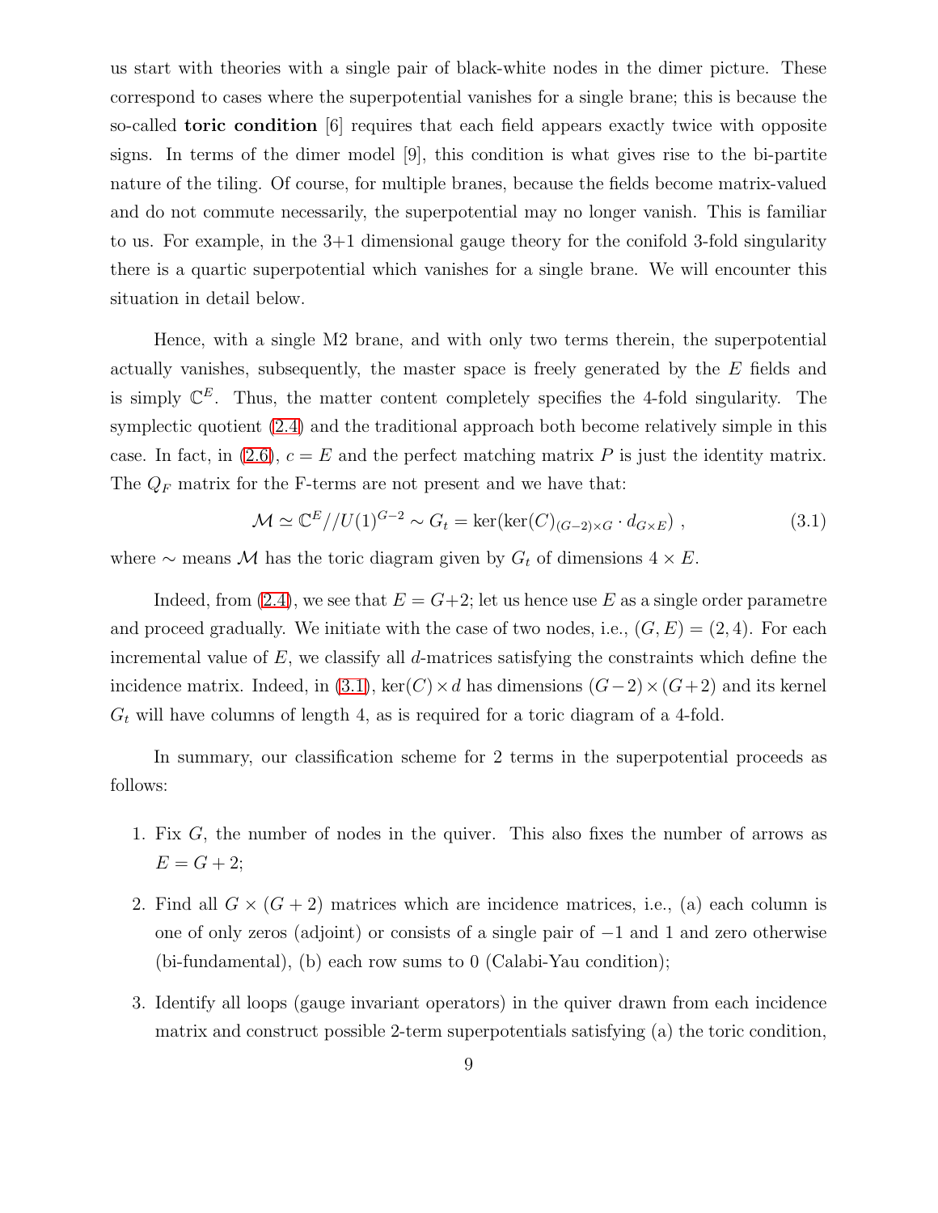us start with theories with a single pair of black-white nodes in the dimer picture. These correspond to cases where the superpotential vanishes for a single brane; this is because the so-called **toric condition** [6] requires that each field appears exactly twice with opposite signs. In terms of the dimer model [9], this condition is what gives rise to the bi-partite nature of the tiling. Of course, for multiple branes, because the fields become matrix-valued and do not commute necessarily, the superpotential may no longer vanish. This is familiar to us. For example, in the 3+1 dimensional gauge theory for the conifold 3-fold singularity there is a quartic superpotential which vanishes for a single brane. We will encounter this situation in detail below.

Hence, with a single M2 brane, and with only two terms therein, the superpotential actually vanishes, subsequently, the master space is freely generated by the $E$ fields and is simply $\mathbb{C}^E$. Thus, the matter content completely specifies the 4-fold singularity. The symplectic quotient (2.4) and the traditional approach both become relatively simple in this case. In fact, in (2.6), $c = E$ and the perfect matching matrix $P$ is just the identity matrix. The $Q_F$ matrix for the F-terms are not present and we have that:

$$\mathcal{M} \simeq \mathbb{C}^E // U(1)^{G-2} \sim G_t = \ker(\ker(C)_{(G-2)\times G} \cdot d_{G\times E}) \ , \tag{3.1}$$

where $\sim$ means $\mathcal{M}$ has the toric diagram given by $G_t$ of dimensions $4 \times E$.

Indeed, from (2.4), we see that $E = G+2$; let us hence use $E$ as a single order parametre and proceed gradually. We initiate with the case of two nodes, i.e., $(G, E) = (2, 4)$. For each incremental value of $E$, we classify all $d$-matrices satisfying the constraints which define the incidence matrix. Indeed, in (3.1), $\ker(C) \times d$ has dimensions $(G-2) \times (G+2)$ and its kernel $G_t$ will have columns of length 4, as is required for a toric diagram of a 4-fold.

In summary, our classification scheme for 2 terms in the superpotential proceeds as follows:

1. Fix $G$, the number of nodes in the quiver. This also fixes the number of arrows as $E = G + 2$;

2. Find all $G \times (G + 2)$ matrices which are incidence matrices, i.e., (a) each column is one of only zeros (adjoint) or consists of a single pair of $-1$ and 1 and zero otherwise (bi-fundamental), (b) each row sums to 0 (Calabi-Yau condition);

3. Identify all loops (gauge invariant operators) in the quiver drawn from each incidence matrix and construct possible 2-term superpotentials satisfying (a) the toric condition,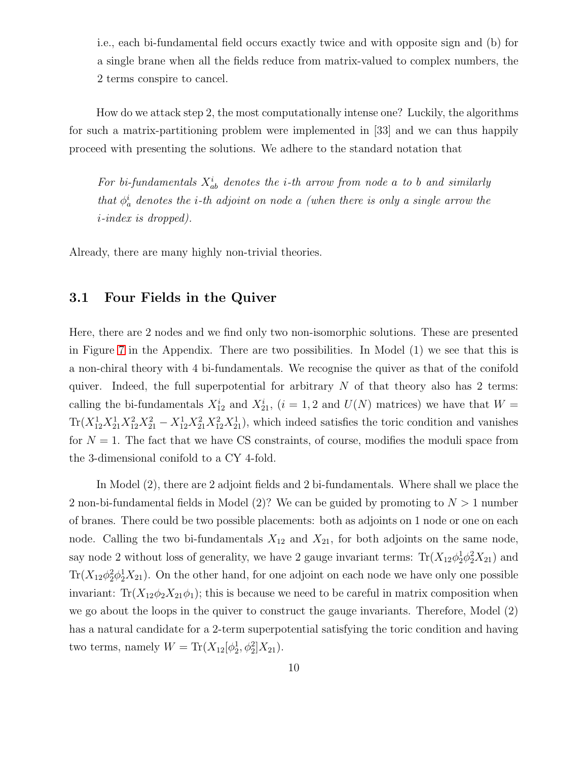i.e., each bi-fundamental field occurs exactly twice and with opposite sign and (b) for a single brane when all the fields reduce from matrix-valued to complex numbers, the 2 terms conspire to cancel.

How do we attack step 2, the most computationally intense one? Luckily, the algorithms for such a matrix-partitioning problem were implemented in [33] and we can thus happily proceed with presenting the solutions. We adhere to the standard notation that

> *For bi-fundamentals $X^i_{ab}$ denotes the i-th arrow from node a to b and similarly that $\phi^i_a$ denotes the i-th adjoint on node a (when there is only a single arrow the i-index is dropped).*

Already, there are many highly non-trivial theories.

### 3.1 Four Fields in the Quiver

Here, there are 2 nodes and we find only two non-isomorphic solutions. These are presented in Figure 7 in the Appendix. There are two possibilities. In Model (1) we see that this is a non-chiral theory with 4 bi-fundamentals. We recognise the quiver as that of the conifold quiver. Indeed, the full superpotential for arbitrary $N$ of that theory also has 2 terms: calling the bi-fundamentals $X^i_{12}$ and $X^i_{21}$, ($i = 1, 2$ and $U(N)$ matrices) we have that $W = \text{Tr}(X^1_{12}X^1_{21}X^2_{12}X^2_{21} - X^1_{12}X^2_{21}X^2_{12}X^1_{21})$, which indeed satisfies the toric condition and vanishes for $N = 1$. The fact that we have CS constraints, of course, modifies the moduli space from the 3-dimensional conifold to a CY 4-fold.

In Model (2), there are 2 adjoint fields and 2 bi-fundamentals. Where shall we place the 2 non-bi-fundamental fields in Model (2)? We can be guided by promoting to $N > 1$ number of branes. There could be two possible placements: both as adjoints on 1 node or one on each node. Calling the two bi-fundamentals $X_{12}$ and $X_{21}$, for both adjoints on the same node, say node 2 without loss of generality, we have 2 gauge invariant terms: $\text{Tr}(X_{12}\phi^1_2\phi^2_2X_{21})$ and $\text{Tr}(X_{12}\phi^2_2\phi^1_2X_{21})$. On the other hand, for one adjoint on each node we have only one possible invariant: $\text{Tr}(X_{12}\phi_2X_{21}\phi_1)$; this is because we need to be careful in matrix composition when we go about the loops in the quiver to construct the gauge invariants. Therefore, Model (2) has a natural candidate for a 2-term superpotential satisfying the toric condition and having two terms, namely $W = \text{Tr}(X_{12}[\phi^1_2, \phi^2_2]X_{21})$.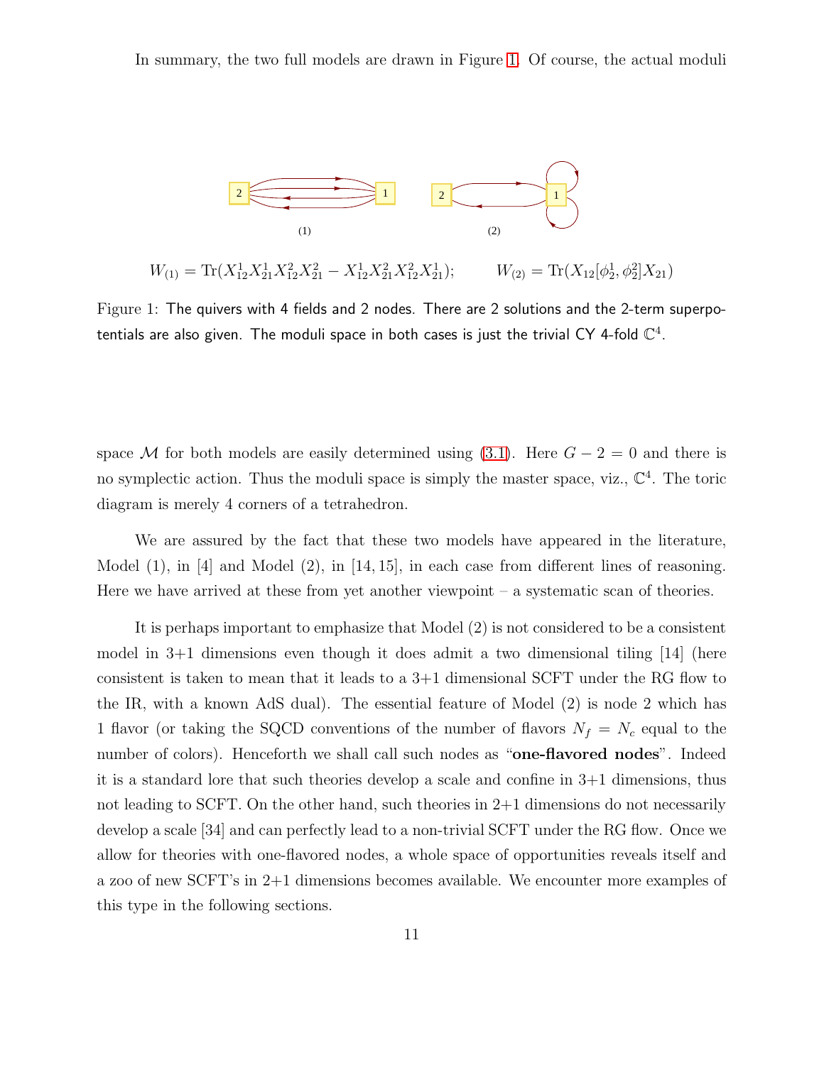In summary, the two full models are drawn in Figure 1. Of course, the actual moduli space $\mathcal{M}$ for both models are easily determined using (3.1). Here $G - 2 = 0$ and there is no symplectic action. Thus the moduli space is simply the master space, viz., $\mathbb{C}^4$. The toric diagram is merely 4 corners of a tetrahedron.

$$W_{(1)} = \mathrm{Tr}(X_{12}^1 X_{21}^1 X_{12}^2 X_{21}^2 - X_{12}^1 X_{21}^2 X_{12}^2 X_{21}^1); \qquad W_{(2)} = \mathrm{Tr}(X_{12}[\phi_2^1, \phi_2^2] X_{21})$$

Figure 1: The quivers with 4 fields and 2 nodes. There are 2 solutions and the 2-term superpotentials are also given. The moduli space in both cases is just the trivial CY 4-fold $\mathbb{C}^4$.

We are assured by the fact that these two models have appeared in the literature, Model (1), in [4] and Model (2), in [14, 15], in each case from different lines of reasoning. Here we have arrived at these from yet another viewpoint – a systematic scan of theories.

It is perhaps important to emphasize that Model (2) is not considered to be a consistent model in 3+1 dimensions even though it does admit a two dimensional tiling [14] (here consistent is taken to mean that it leads to a 3+1 dimensional SCFT under the RG flow to the IR, with a known AdS dual). The essential feature of Model (2) is node 2 which has 1 flavor (or taking the SQCD conventions of the number of flavors $N_f = N_c$ equal to the number of colors). Henceforth we shall call such nodes as "**one-flavored nodes**". Indeed it is a standard lore that such theories develop a scale and confine in 3+1 dimensions, thus not leading to SCFT. On the other hand, such theories in 2+1 dimensions do not necessarily develop a scale [34] and can perfectly lead to a non-trivial SCFT under the RG flow. Once we allow for theories with one-flavored nodes, a whole space of opportunities reveals itself and a zoo of new SCFT's in 2+1 dimensions becomes available. We encounter more examples of this type in the following sections.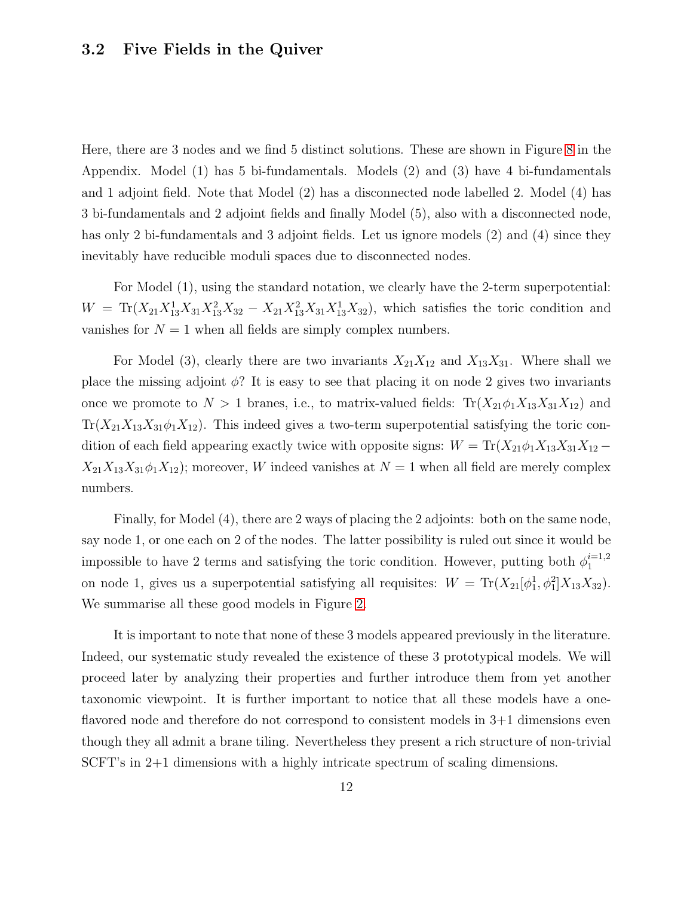### 3.2 Five Fields in the Quiver

Here, there are 3 nodes and we find 5 distinct solutions. These are shown in Figure 8 in the Appendix. Model (1) has 5 bi-fundamentals. Models (2) and (3) have 4 bi-fundamentals and 1 adjoint field. Note that Model (2) has a disconnected node labelled 2. Model (4) has 3 bi-fundamentals and 2 adjoint fields and finally Model (5), also with a disconnected node, has only 2 bi-fundamentals and 3 adjoint fields. Let us ignore models (2) and (4) since they inevitably have reducible moduli spaces due to disconnected nodes.

For Model (1), using the standard notation, we clearly have the 2-term superpotential: $W = \mathrm{Tr}(X_{21}X^1_{13}X_{31}X^2_{13}X_{32} - X_{21}X^2_{13}X_{31}X^1_{13}X_{32})$, which satisfies the toric condition and vanishes for $N = 1$ when all fields are simply complex numbers.

For Model (3), clearly there are two invariants $X_{21}X_{12}$ and $X_{13}X_{31}$. Where shall we place the missing adjoint $\phi$? It is easy to see that placing it on node 2 gives two invariants once we promote to $N > 1$ branes, i.e., to matrix-valued fields: $\mathrm{Tr}(X_{21}\phi_1X_{13}X_{31}X_{12})$ and $\mathrm{Tr}(X_{21}X_{13}X_{31}\phi_1X_{12})$. This indeed gives a two-term superpotential satisfying the toric condition of each field appearing exactly twice with opposite signs: $W = \mathrm{Tr}(X_{21}\phi_1X_{13}X_{31}X_{12} - X_{21}X_{13}X_{31}\phi_1X_{12})$; moreover, $W$ indeed vanishes at $N = 1$ when all field are merely complex numbers.

Finally, for Model (4), there are 2 ways of placing the 2 adjoints: both on the same node, say node 1, or one each on 2 of the nodes. The latter possibility is ruled out since it would be impossible to have 2 terms and satisfying the toric condition. However, putting both $\phi_1^{i=1,2}$ on node 1, gives us a superpotential satisfying all requisites: $W = \mathrm{Tr}(X_{21}[\phi^1_1, \phi^2_1]X_{13}X_{32})$. We summarise all these good models in Figure 2.

It is important to note that none of these 3 models appeared previously in the literature. Indeed, our systematic study revealed the existence of these 3 prototypical models. We will proceed later by analyzing their properties and further introduce them from yet another taxonomic viewpoint. It is further important to notice that all these models have a one-flavored node and therefore do not correspond to consistent models in 3+1 dimensions even though they all admit a brane tiling. Nevertheless they present a rich structure of non-trivial SCFT's in 2+1 dimensions with a highly intricate spectrum of scaling dimensions.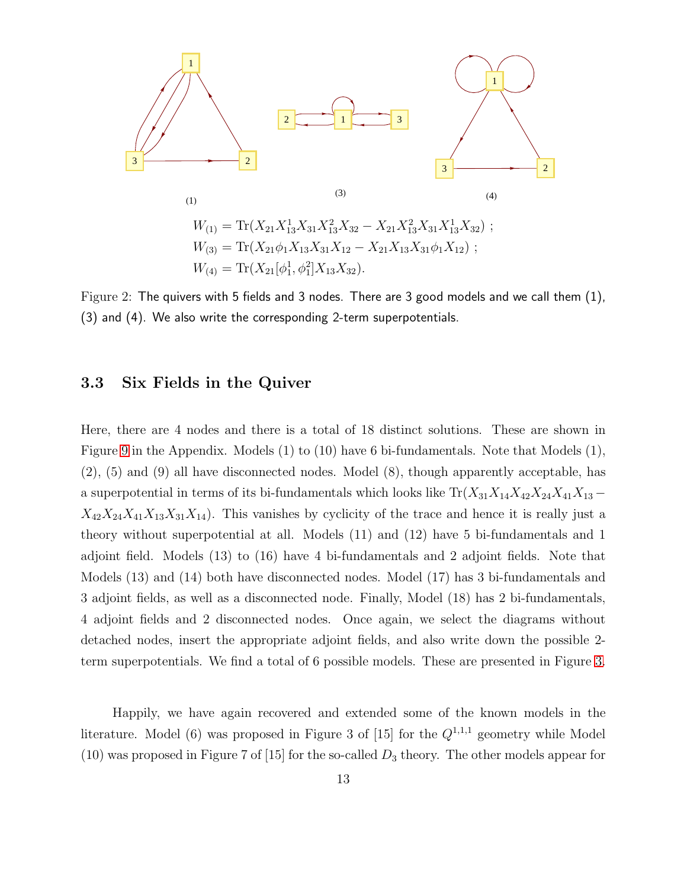$$W_{(1)} = \text{Tr}(X_{21}X_{13}^1X_{31}X_{13}^2X_{32} - X_{21}X_{13}^2X_{31}X_{13}^1X_{32}) \ ;$$
$$W_{(3)} = \text{Tr}(X_{21}\phi_1X_{13}X_{31}X_{12} - X_{21}X_{13}X_{31}\phi_1X_{12}) \ ;$$
$$W_{(4)} = \text{Tr}(X_{21}[\phi_1^1, \phi_1^2]X_{13}X_{32}).$$

Figure 2: The quivers with 5 fields and 3 nodes. There are 3 good models and we call them (1), (3) and (4). We also write the corresponding 2-term superpotentials.

### 3.3 Six Fields in the Quiver

Here, there are 4 nodes and there is a total of 18 distinct solutions. These are shown in Figure 9 in the Appendix. Models (1) to (10) have 6 bi-fundamentals. Note that Models (1), (2), (5) and (9) all have disconnected nodes. Model (8), though apparently acceptable, has a superpotential in terms of its bi-fundamentals which looks like $\text{Tr}(X_{31}X_{14}X_{42}X_{24}X_{41}X_{13} - X_{42}X_{24}X_{41}X_{13}X_{31}X_{14})$. This vanishes by cyclicity of the trace and hence it is really just a theory without superpotential at all. Models (11) and (12) have 5 bi-fundamentals and 1 adjoint field. Models (13) to (16) have 4 bi-fundamentals and 2 adjoint fields. Note that Models (13) and (14) both have disconnected nodes. Model (17) has 3 bi-fundamentals and 3 adjoint fields, as well as a disconnected node. Finally, Model (18) has 2 bi-fundamentals, 4 adjoint fields and 2 disconnected nodes. Once again, we select the diagrams without detached nodes, insert the appropriate adjoint fields, and also write down the possible 2-term superpotentials. We find a total of 6 possible models. These are presented in Figure 3.

Happily, we have again recovered and extended some of the known models in the literature. Model (6) was proposed in Figure 3 of [15] for the $Q^{1,1,1}$ geometry while Model (10) was proposed in Figure 7 of [15] for the so-called $D_3$ theory. The other models appear for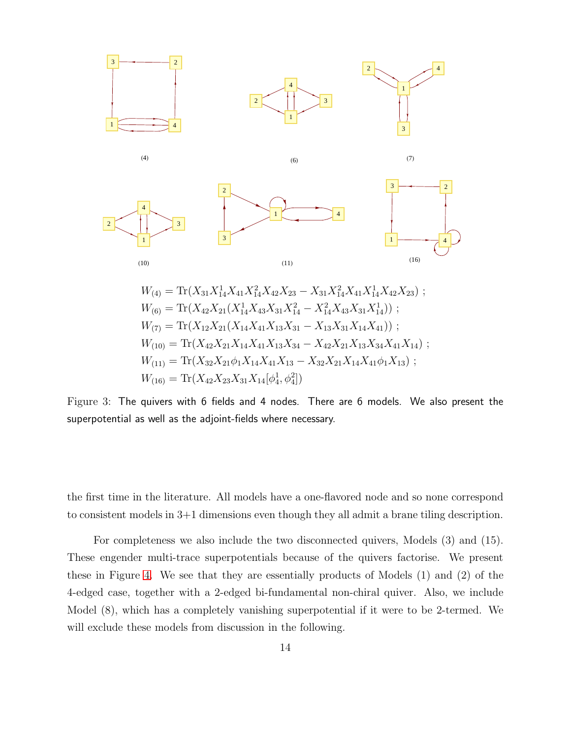$$W_{(4)} = \text{Tr}(X_{31}X^1_{14}X_{41}X^2_{14}X_{42}X_{23} - X_{31}X^2_{14}X_{41}X^1_{14}X_{42}X_{23}) \; ;$$
$$W_{(6)} = \text{Tr}(X_{42}X_{21}(X^1_{14}X_{43}X_{31}X^2_{14} - X^2_{14}X_{43}X_{31}X^1_{14})) \; ;$$
$$W_{(7)} = \text{Tr}(X_{12}X_{21}(X_{14}X_{41}X_{13}X_{31} - X_{13}X_{31}X_{14}X_{41})) \; ;$$
$$W_{(10)} = \text{Tr}(X_{42}X_{21}X_{14}X_{41}X_{13}X_{34} - X_{42}X_{21}X_{13}X_{34}X_{41}X_{14}) \; ;$$
$$W_{(11)} = \text{Tr}(X_{32}X_{21}\phi_1X_{14}X_{41}X_{13} - X_{32}X_{21}X_{14}X_{41}\phi_1X_{13}) \; ;$$
$$W_{(16)} = \text{Tr}(X_{42}X_{23}X_{31}X_{14}[\phi^1_4, \phi^2_4])$$

Figure 3: The quivers with 6 fields and 4 nodes. There are 6 models. We also present the superpotential as well as the adjoint-fields where necessary.

the first time in the literature. All models have a one-flavored node and so none correspond to consistent models in 3+1 dimensions even though they all admit a brane tiling description.

For completeness we also include the two disconnected quivers, Models (3) and (15). These engender multi-trace superpotentials because of the quivers factorise. We present these in Figure 4. We see that they are essentially products of Models (1) and (2) of the 4-edged case, together with a 2-edged bi-fundamental non-chiral quiver. Also, we include Model (8), which has a completely vanishing superpotential if it were to be 2-termed. We will exclude these models from discussion in the following.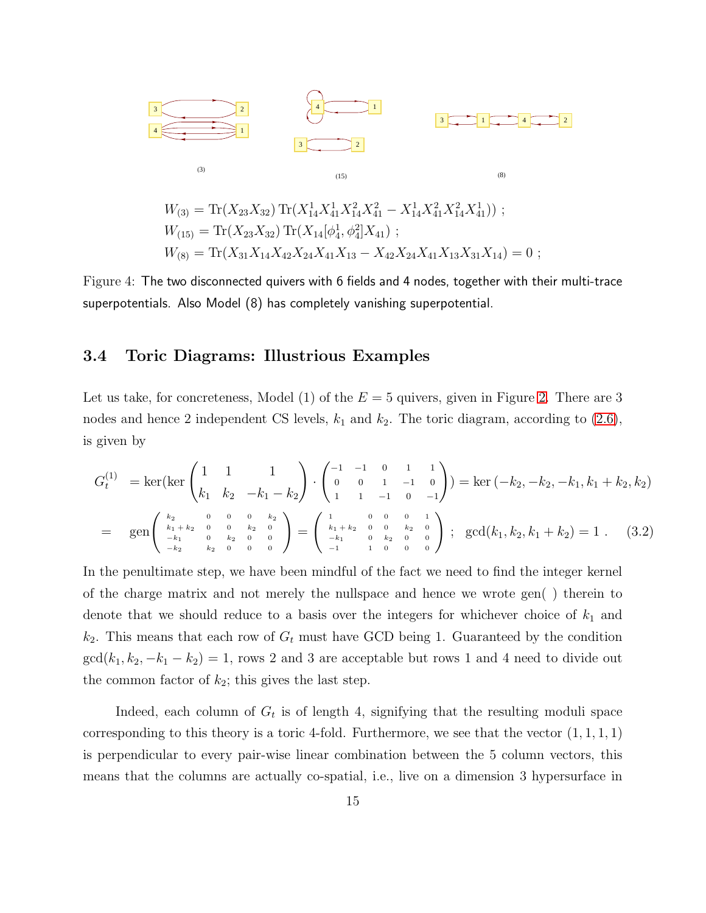(3)

(15)

(8)

$$W_{(3)} = \text{Tr}(X_{23}X_{32})\,\text{Tr}(X_{14}^1 X_{41}^1 X_{14}^2 X_{41}^2 - X_{14}^1 X_{41}^2 X_{14}^2 X_{41}^1)) \ ;$$
$$W_{(15)} = \text{Tr}(X_{23}X_{32})\,\text{Tr}(X_{14}[\phi_4^1, \phi_4^2]X_{41}) \ ;$$
$$W_{(8)} = \text{Tr}(X_{31}X_{14}X_{42}X_{24}X_{41}X_{13} - X_{42}X_{24}X_{41}X_{13}X_{31}X_{14}) = 0 \ ;$$

Figure 4: The two disconnected quivers with 6 fields and 4 nodes, together with their multi-trace superpotentials. Also Model (8) has completely vanishing superpotential.

### 3.4 Toric Diagrams: Illustrious Examples

Let us take, for concreteness, Model (1) of the $E = 5$ quivers, given in Figure 2. There are 3 nodes and hence 2 independent CS levels, $k_1$ and $k_2$. The toric diagram, according to (2.6), is given by

$$\begin{aligned}
G_t^{(1)} &= \ker(\ker \begin{pmatrix} 1 & 1 & 1 \\ k_1 & k_2 & -k_1-k_2 \end{pmatrix} \cdot \begin{pmatrix} -1 & -1 & 0 & 1 & 1 \\ 0 & 0 & 1 & -1 & 0 \\ 1 & 1 & -1 & 0 & -1 \end{pmatrix}) = \ker\left(-k_2, -k_2, -k_1, k_1+k_2, k_2\right) \\
&= \text{gen}\begin{pmatrix} k_2 & 0 & 0 & 0 & k_2 \\ k_1+k_2 & 0 & 0 & k_2 & 0 \\ -k_1 & 0 & k_2 & 0 & 0 \\ -k_2 & k_2 & 0 & 0 & 0 \end{pmatrix} = \begin{pmatrix} 1 & 0 & 0 & 0 & 1 \\ k_1+k_2 & 0 & 0 & k_2 & 0 \\ -k_1 & 0 & k_2 & 0 & 0 \\ -1 & 1 & 0 & 0 & 0 \end{pmatrix} \ ; \quad \gcd(k_1, k_2, k_1+k_2) = 1 \ . \qquad (3.2)
\end{aligned}$$

In the penultimate step, we have been mindful of the fact we need to find the integer kernel of the charge matrix and not merely the nullspace and hence we wrote gen( ) therein to denote that we should reduce to a basis over the integers for whichever choice of $k_1$ and $k_2$. This means that each row of $G_t$ must have GCD being 1. Guaranteed by the condition $\gcd(k_1, k_2, -k_1-k_2) = 1$, rows 2 and 3 are acceptable but rows 1 and 4 need to divide out the common factor of $k_2$; this gives the last step.

Indeed, each column of $G_t$ is of length 4, signifying that the resulting moduli space corresponding to this theory is a toric 4-fold. Furthermore, we see that the vector $(1, 1, 1, 1)$ is perpendicular to every pair-wise linear combination between the 5 column vectors, this means that the columns are actually co-spatial, i.e., live on a dimension 3 hypersurface in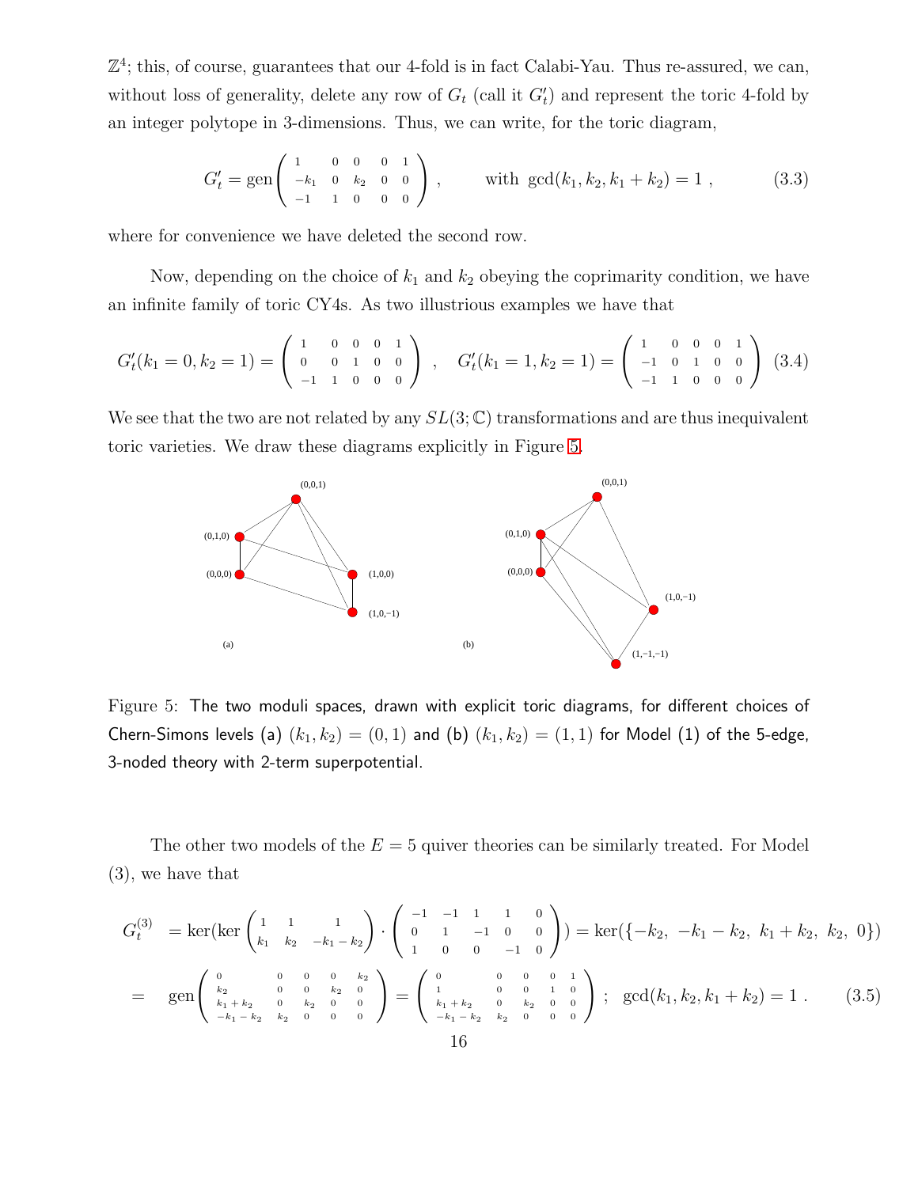$\mathbb{Z}^4$; this, of course, guarantees that our 4-fold is in fact Calabi-Yau. Thus re-assured, we can, without loss of generality, delete any row of $G_t$ (call it $G'_t$) and represent the toric 4-fold by an integer polytope in 3-dimensions. Thus, we can write, for the toric diagram,

$$G'_t = \text{gen}\begin{pmatrix} 1 & 0 & 0 & 0 & 1 \\ -k_1 & 0 & k_2 & 0 & 0 \\ -1 & 1 & 0 & 0 & 0 \end{pmatrix} , \qquad \text{with } \gcd(k_1, k_2, k_1 + k_2) = 1 , \tag{3.3}$$

where for convenience we have deleted the second row.

Now, depending on the choice of $k_1$ and $k_2$ obeying the coprimarity condition, we have an infinite family of toric CY4s. As two illustrious examples we have that

$$G'_t(k_1 = 0, k_2 = 1) = \begin{pmatrix} 1 & 0 & 0 & 0 & 1 \\ 0 & 0 & 1 & 0 & 0 \\ -1 & 1 & 0 & 0 & 0 \end{pmatrix} , \quad G'_t(k_1 = 1, k_2 = 1) = \begin{pmatrix} 1 & 0 & 0 & 0 & 1 \\ -1 & 0 & 1 & 0 & 0 \\ -1 & 1 & 0 & 0 & 0 \end{pmatrix} \tag{3.4}$$

We see that the two are not related by any $SL(3;\mathbb{C})$ transformations and are thus inequivalent toric varieties. We draw these diagrams explicitly in Figure 5.

Figure 5: The two moduli spaces, drawn with explicit toric diagrams, for different choices of Chern-Simons levels (a) $(k_1, k_2) = (0, 1)$ and (b) $(k_1, k_2) = (1, 1)$ for Model (1) of the 5-edge, 3-noded theory with 2-term superpotential.

The other two models of the $E = 5$ quiver theories can be similarly treated. For Model (3), we have that

$$G_t^{(3)} = \ker(\ker\begin{pmatrix} 1 & 1 & 1 \\ k_1 & k_2 & -k_1 - k_2 \end{pmatrix} \cdot \begin{pmatrix} -1 & -1 & 1 & 1 & 0 \\ 0 & 1 & -1 & 0 & 0 \\ 1 & 0 & 0 & -1 & 0 \end{pmatrix}) = \ker(\{-k_2,\ -k_1 - k_2,\ k_1 + k_2,\ k_2,\ 0\})$$

$$= \text{gen}\begin{pmatrix} 0 & 0 & 0 & 0 & k_2 \\ k_2 & 0 & 0 & k_2 & 0 \\ k_1 + k_2 & 0 & k_2 & 0 & 0 \\ -k_1 - k_2 & k_2 & 0 & 0 & 0 \end{pmatrix} = \begin{pmatrix} 0 & 0 & 0 & 0 & 1 \\ 1 & 0 & 0 & 1 & 0 \\ k_1 + k_2 & 0 & k_2 & 0 & 0 \\ -k_1 - k_2 & k_2 & 0 & 0 & 0 \end{pmatrix} ; \ \gcd(k_1, k_2, k_1 + k_2) = 1 . \tag{3.5}$$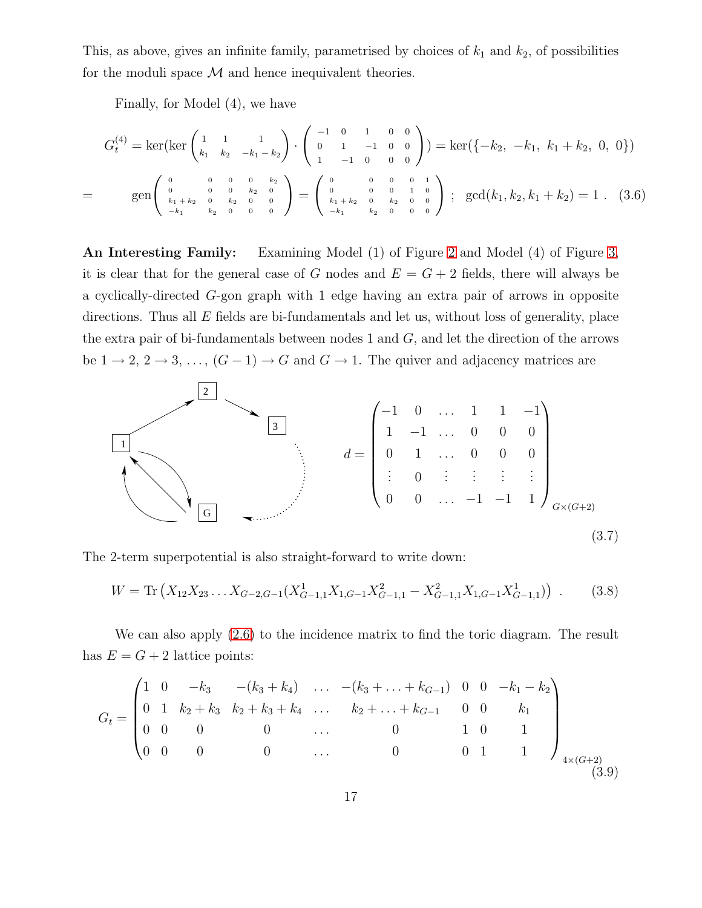This, as above, gives an infinite family, parametrised by choices of $k_1$ and $k_2$, of possibilities for the moduli space $\mathcal{M}$ and hence inequivalent theories.

Finally, for Model (4), we have

$$
G_t^{(4)} = \ker(\ker \begin{pmatrix} 1 & 1 & 1 \\ k_1 & k_2 & -k_1-k_2 \end{pmatrix} \cdot \begin{pmatrix} -1 & 0 & 1 & 0 & 0 \\ 0 & 1 & -1 & 0 & 0 \\ 1 & -1 & 0 & 0 & 0 \end{pmatrix}) = \ker(\{-k_2,\ -k_1,\ k_1+k_2,\ 0,\ 0\})
$$

$$
= \quad \text{gen}\begin{pmatrix} 0 & 0 & 0 & 0 & k_2 \\ 0 & 0 & 0 & k_2 & 0 \\ k_1+k_2 & 0 & k_2 & 0 & 0 \\ -k_1 & k_2 & 0 & 0 & 0 \end{pmatrix} = \begin{pmatrix} 0 & 0 & 0 & 0 & 1 \\ 0 & 0 & 0 & 1 & 0 \\ k_1+k_2 & 0 & k_2 & 0 & 0 \\ -k_1 & k_2 & 0 & 0 & 0 \end{pmatrix} \ ; \quad \gcd(k_1, k_2, k_1+k_2) = 1 \ . \quad (3.6)
$$

**An Interesting Family:** Examining Model (1) of Figure 2 and Model (4) of Figure 3, it is clear that for the general case of $G$ nodes and $E = G+2$ fields, there will always be a cyclically-directed $G$-gon graph with 1 edge having an extra pair of arrows in opposite directions. Thus all $E$ fields are bi-fundamentals and let us, without loss of generality, place the extra pair of bi-fundamentals between nodes 1 and $G$, and let the direction of the arrows be $1 \to 2$, $2 \to 3$, $\ldots$, $(G-1) \to G$ and $G \to 1$. The quiver and adjacency matrices are

$$
d = \begin{pmatrix} -1 & 0 & \ldots & 1 & 1 & -1 \\ 1 & -1 & \ldots & 0 & 0 & 0 \\ 0 & 1 & \ldots & 0 & 0 & 0 \\ \vdots & 0 & \vdots & \vdots & \vdots & \vdots \\ 0 & 0 & \ldots & -1 & -1 & 1 \end{pmatrix}_{G \times (G+2)} \quad (3.7)
$$

The 2-term superpotential is also straight-forward to write down:

$$
W = \text{Tr}\left( X_{12} X_{23} \ldots X_{G-2,G-1} ( X^1_{G-1,1} X_{1,G-1} X^2_{G-1,1} - X^2_{G-1,1} X_{1,G-1} X^1_{G-1,1} ) \right) \ . \quad (3.8)
$$

We can also apply (2.6) to the incidence matrix to find the toric diagram. The result has $E = G+2$ lattice points:

$$
G_t = \begin{pmatrix} 1 & 0 & -k_3 & -(k_3+k_4) & \ldots & -(k_3+\ldots+k_{G-1}) & 0 & 0 & -k_1-k_2 \\ 0 & 1 & k_2+k_3 & k_2+k_3+k_4 & \ldots & k_2+\ldots+k_{G-1} & 0 & 0 & k_1 \\ 0 & 0 & 0 & 0 & \ldots & 0 & 1 & 0 & 1 \\ 0 & 0 & 0 & 0 & \ldots & 0 & 0 & 1 & 1 \end{pmatrix}_{4 \times (G+2)} \quad (3.9)
$$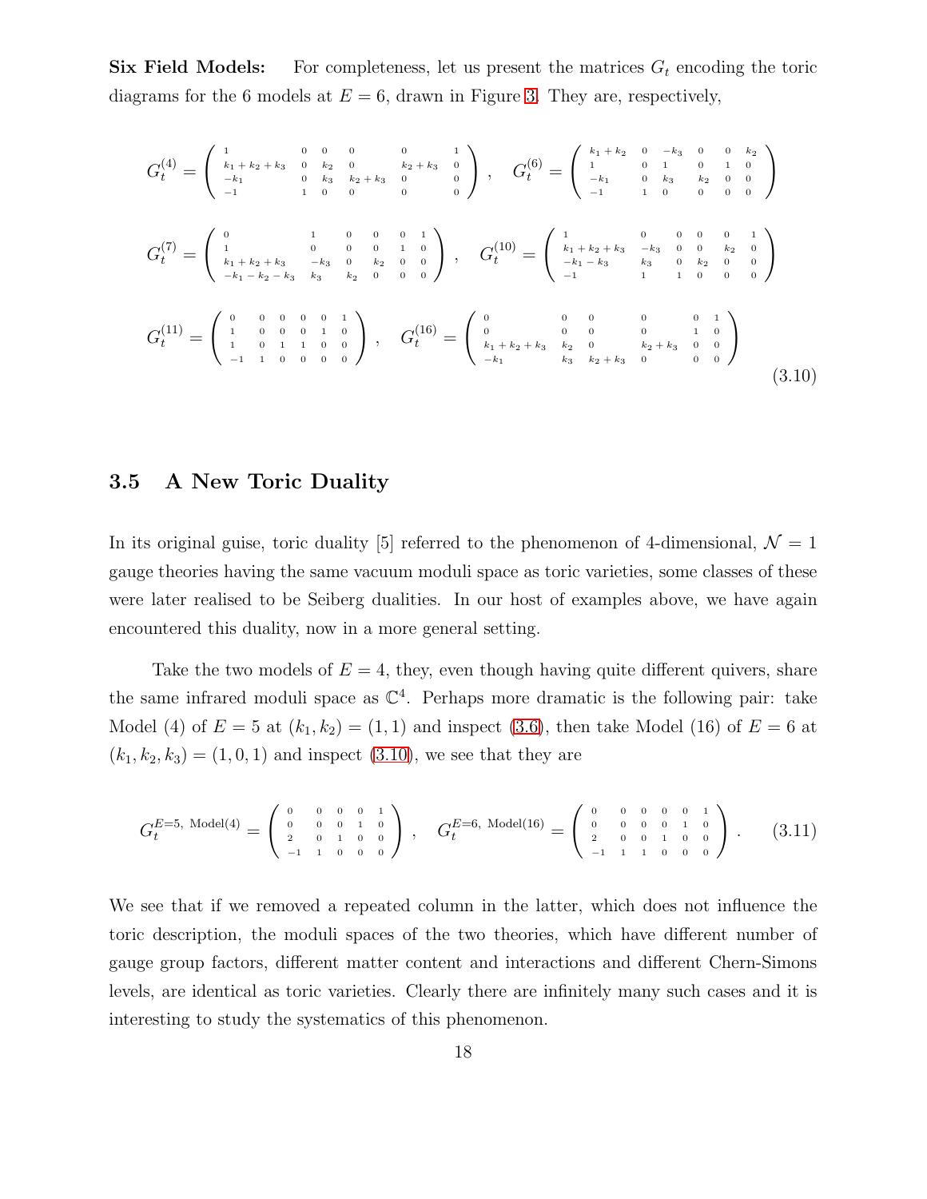**Six Field Models:** For completeness, let us present the matrices $G_t$ encoding the toric diagrams for the 6 models at $E = 6$, drawn in Figure 3. They are, respectively,

$$
G_t^{(4)} = \begin{pmatrix} 1 & 0 & 0 & 0 & 0 & 1 \\ k_1+k_2+k_3 & 0 & k_2 & 0 & k_2+k_3 & 0 \\ -k_1 & 0 & k_3 & k_2+k_3 & 0 & 0 \\ -1 & 1 & 0 & 0 & 0 & 0 \end{pmatrix} , \quad G_t^{(6)} = \begin{pmatrix} k_1+k_2 & 0 & -k_3 & 0 & 0 & k_2 \\ 1 & 0 & 1 & 0 & 1 & 0 \\ -k_1 & 0 & k_3 & k_2 & 0 & 0 \\ -1 & 1 & 0 & 0 & 0 & 0 \end{pmatrix}
$$

$$
G_t^{(7)} = \begin{pmatrix} 0 & 1 & 0 & 0 & 0 & 1 \\ 1 & 0 & 0 & 0 & 1 & 0 \\ k_1+k_2+k_3 & -k_3 & 0 & k_2 & 0 & 0 \\ -k_1-k_2-k_3 & k_3 & k_2 & 0 & 0 & 0 \end{pmatrix} , \quad G_t^{(10)} = \begin{pmatrix} 1 & 0 & 0 & 0 & 0 & 1 \\ k_1+k_2+k_3 & -k_3 & 0 & 0 & k_2 & 0 \\ -k_1-k_3 & k_3 & 0 & k_2 & 0 & 0 \\ -1 & 1 & 1 & 0 & 0 & 0 \end{pmatrix}
$$

$$
G_t^{(11)} = \begin{pmatrix} 0 & 0 & 0 & 0 & 0 & 1 \\ 1 & 0 & 0 & 0 & 1 & 0 \\ 1 & 0 & 1 & 1 & 0 & 0 \\ -1 & 1 & 0 & 0 & 0 & 0 \end{pmatrix} , \quad G_t^{(16)} = \begin{pmatrix} 0 & 0 & 0 & 0 & 0 & 1 \\ 0 & 0 & 0 & 0 & 1 & 0 \\ k_1+k_2+k_3 & k_2 & 0 & k_2+k_3 & 0 & 0 \\ -k_1 & k_3 & k_2+k_3 & 0 & 0 & 0 \end{pmatrix} \tag{3.10}
$$

### 3.5 A New Toric Duality

In its original guise, toric duality [5] referred to the phenomenon of 4-dimensional, $\mathcal{N} = 1$ gauge theories having the same vacuum moduli space as toric varieties, some classes of these were later realised to be Seiberg dualities. In our host of examples above, we have again encountered this duality, now in a more general setting.

Take the two models of $E = 4$, they, even though having quite different quivers, share the same infrared moduli space as $\mathbb{C}^4$. Perhaps more dramatic is the following pair: take Model (4) of $E = 5$ at $(k_1, k_2) = (1, 1)$ and inspect (3.6), then take Model (16) of $E = 6$ at $(k_1, k_2, k_3) = (1, 0, 1)$ and inspect (3.10), we see that they are

$$
G_t^{E=5,\ \mathrm{Model}(4)} = \begin{pmatrix} 0 & 0 & 0 & 0 & 1 \\ 0 & 0 & 0 & 1 & 0 \\ 2 & 0 & 1 & 0 & 0 \\ -1 & 1 & 0 & 0 & 0 \end{pmatrix} , \quad G_t^{E=6,\ \mathrm{Model}(16)} = \begin{pmatrix} 0 & 0 & 0 & 0 & 0 & 1 \\ 0 & 0 & 0 & 0 & 1 & 0 \\ 2 & 0 & 0 & 1 & 0 & 0 \\ -1 & 1 & 1 & 0 & 0 & 0 \end{pmatrix} . \tag{3.11}
$$

We see that if we removed a repeated column in the latter, which does not influence the toric description, the moduli spaces of the two theories, which have different number of gauge group factors, different matter content and interactions and different Chern-Simons levels, are identical as toric varieties. Clearly there are infinitely many such cases and it is interesting to study the systematics of this phenomenon.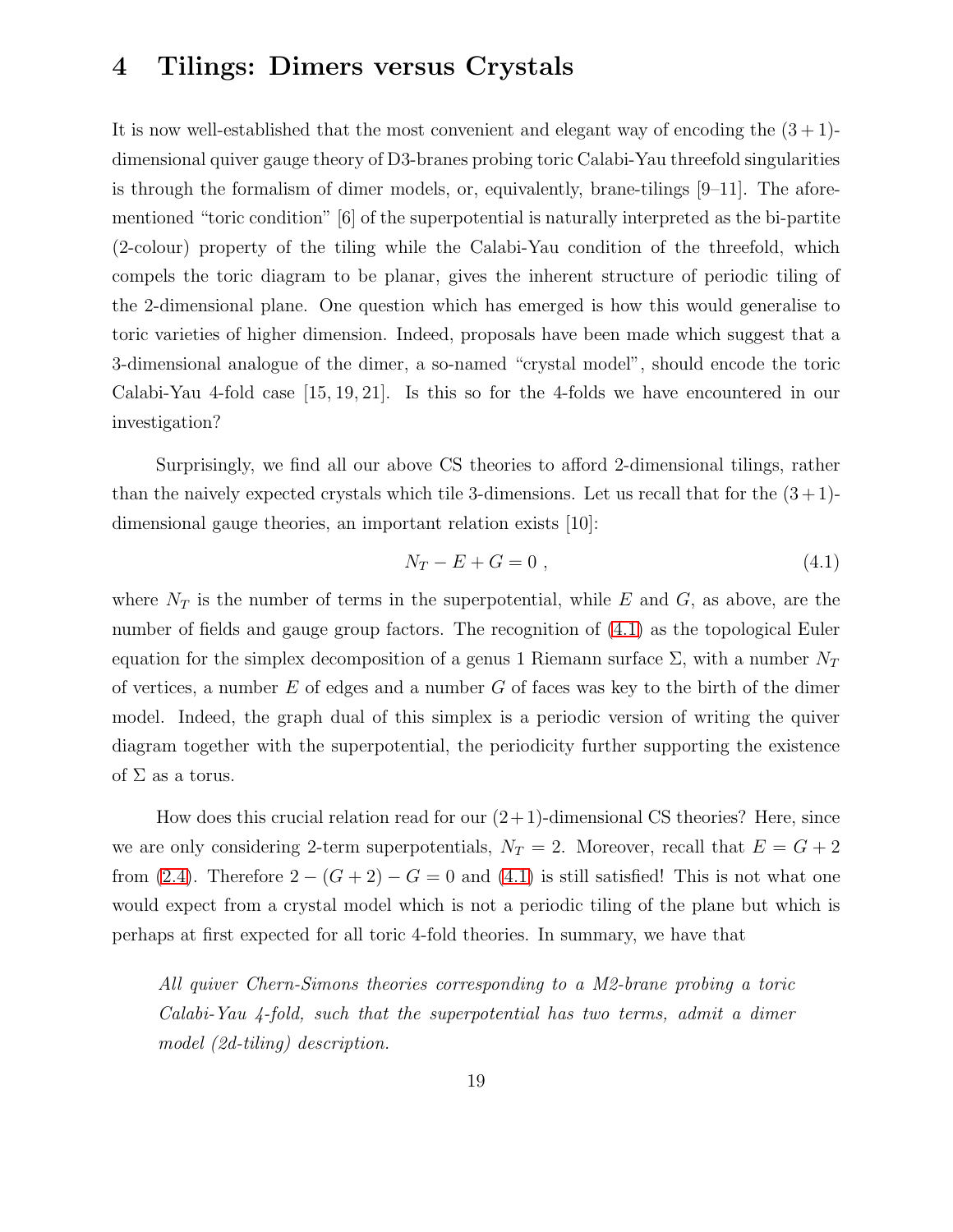## 4 Tilings: Dimers versus Crystals

It is now well-established that the most convenient and elegant way of encoding the $(3+1)$-dimensional quiver gauge theory of D3-branes probing toric Calabi-Yau threefold singularities is through the formalism of dimer models, or, equivalently, brane-tilings [9–11]. The aforementioned "toric condition" [6] of the superpotential is naturally interpreted as the bi-partite (2-colour) property of the tiling while the Calabi-Yau condition of the threefold, which compels the toric diagram to be planar, gives the inherent structure of periodic tiling of the 2-dimensional plane. One question which has emerged is how this would generalise to toric varieties of higher dimension. Indeed, proposals have been made which suggest that a 3-dimensional analogue of the dimer, a so-named "crystal model", should encode the toric Calabi-Yau 4-fold case [15, 19, 21]. Is this so for the 4-folds we have encountered in our investigation?

Surprisingly, we find all our above CS theories to afford 2-dimensional tilings, rather than the naively expected crystals which tile 3-dimensions. Let us recall that for the $(3+1)$-dimensional gauge theories, an important relation exists [10]:

$$N_T - E + G = 0 \ , \tag{4.1}$$

where $N_T$ is the number of terms in the superpotential, while $E$ and $G$, as above, are the number of fields and gauge group factors. The recognition of (4.1) as the topological Euler equation for the simplex decomposition of a genus 1 Riemann surface $\Sigma$, with a number $N_T$ of vertices, a number $E$ of edges and a number $G$ of faces was key to the birth of the dimer model. Indeed, the graph dual of this simplex is a periodic version of writing the quiver diagram together with the superpotential, the periodicity further supporting the existence of $\Sigma$ as a torus.

How does this crucial relation read for our $(2+1)$-dimensional CS theories? Here, since we are only considering 2-term superpotentials, $N_T = 2$. Moreover, recall that $E = G + 2$ from (2.4). Therefore $2 - (G + 2) - G = 0$ and (4.1) is still satisfied! This is not what one would expect from a crystal model which is not a periodic tiling of the plane but which is perhaps at first expected for all toric 4-fold theories. In summary, we have that

> *All quiver Chern-Simons theories corresponding to a M2-brane probing a toric Calabi-Yau 4-fold, such that the superpotential has two terms, admit a dimer model (2d-tiling) description.*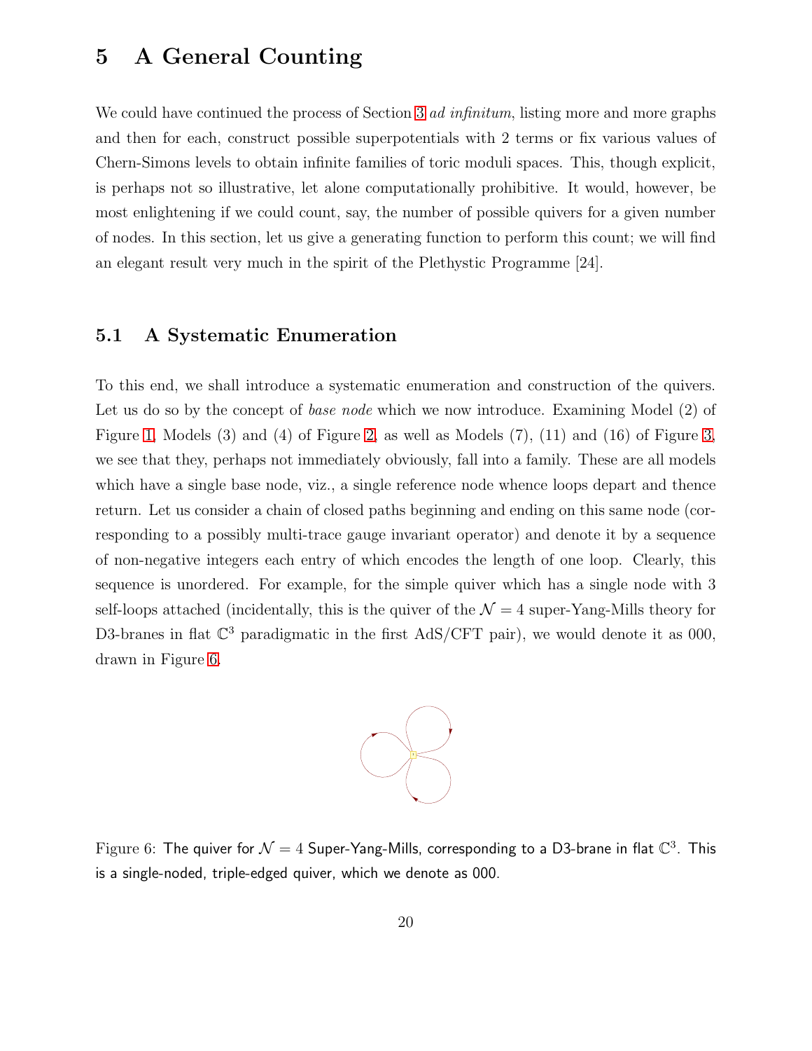# 5 A General Counting

We could have continued the process of Section 3 *ad infinitum*, listing more and more graphs and then for each, construct possible superpotentials with 2 terms or fix various values of Chern-Simons levels to obtain infinite families of toric moduli spaces. This, though explicit, is perhaps not so illustrative, let alone computationally prohibitive. It would, however, be most enlightening if we could count, say, the number of possible quivers for a given number of nodes. In this section, let us give a generating function to perform this count; we will find an elegant result very much in the spirit of the Plethystic Programme [24].

## 5.1 A Systematic Enumeration

To this end, we shall introduce a systematic enumeration and construction of the quivers. Let us do so by the concept of *base node* which we now introduce. Examining Model (2) of Figure 1, Models (3) and (4) of Figure 2, as well as Models (7), (11) and (16) of Figure 3, we see that they, perhaps not immediately obviously, fall into a family. These are all models which have a single base node, viz., a single reference node whence loops depart and thence return. Let us consider a chain of closed paths beginning and ending on this same node (corresponding to a possibly multi-trace gauge invariant operator) and denote it by a sequence of non-negative integers each entry of which encodes the length of one loop. Clearly, this sequence is unordered. For example, for the simple quiver which has a single node with 3 self-loops attached (incidentally, this is the quiver of the $\mathcal{N}=4$ super-Yang-Mills theory for D3-branes in flat $\mathbb{C}^3$ paradigmatic in the first AdS/CFT pair), we would denote it as 000, drawn in Figure 6.

Figure 6: The quiver for $\mathcal{N}=4$ Super-Yang-Mills, corresponding to a D3-brane in flat $\mathbb{C}^3$. This is a single-noded, triple-edged quiver, which we denote as 000.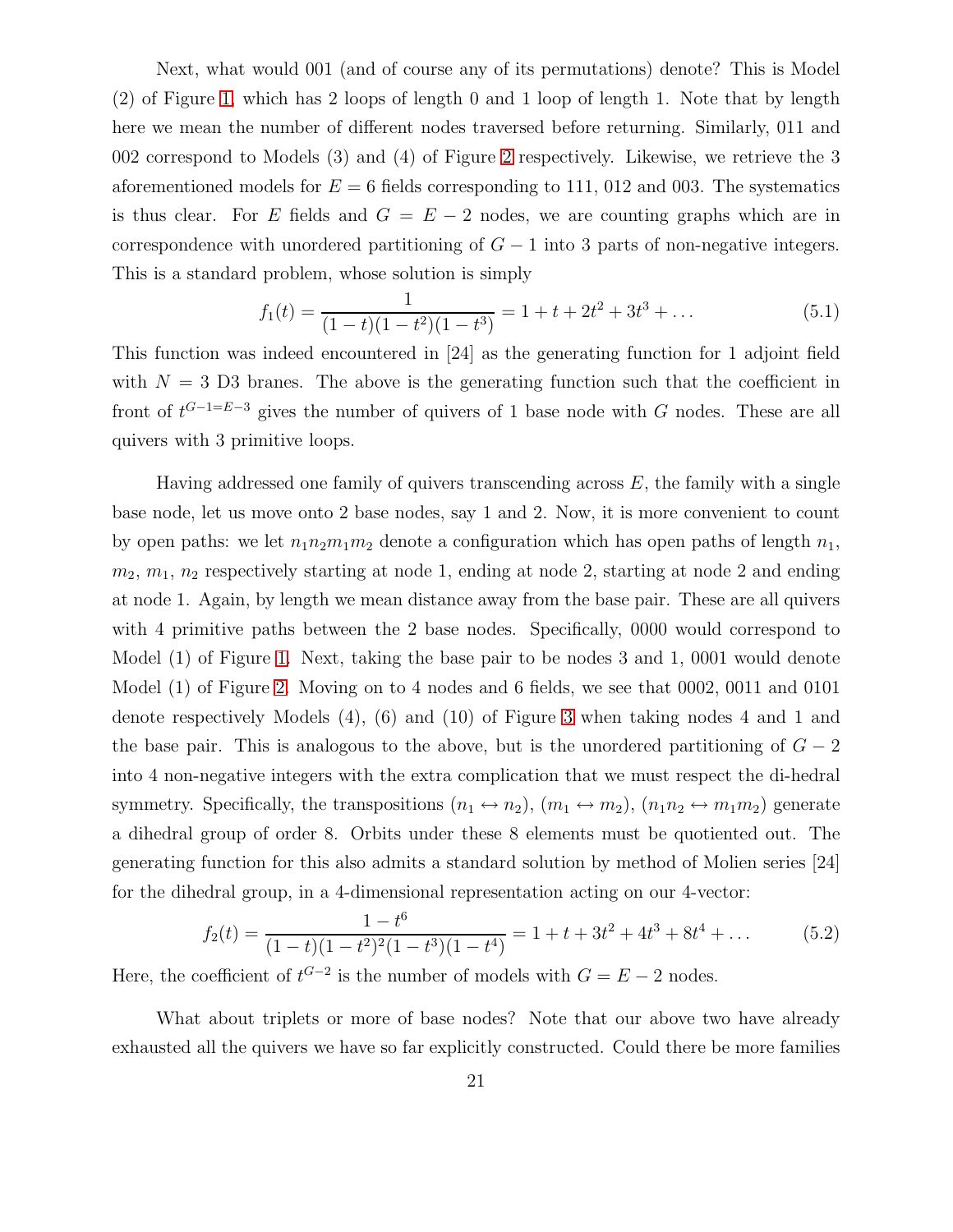Next, what would 001 (and of course any of its permutations) denote? This is Model (2) of Figure 1, which has 2 loops of length 0 and 1 loop of length 1. Note that by length here we mean the number of different nodes traversed before returning. Similarly, 011 and 002 correspond to Models (3) and (4) of Figure 2 respectively. Likewise, we retrieve the 3 aforementioned models for $E = 6$ fields corresponding to 111, 012 and 003. The systematics is thus clear. For $E$ fields and $G = E - 2$ nodes, we are counting graphs which are in correspondence with unordered partitioning of $G - 1$ into 3 parts of non-negative integers. This is a standard problem, whose solution is simply

$$f_1(t) = \frac{1}{(1-t)(1-t^2)(1-t^3)} = 1 + t + 2t^2 + 3t^3 + \ldots \tag{5.1}$$

This function was indeed encountered in [24] as the generating function for 1 adjoint field with $N = 3$ D3 branes. The above is the generating function such that the coefficient in front of $t^{G-1=E-3}$ gives the number of quivers of 1 base node with $G$ nodes. These are all quivers with 3 primitive loops.

Having addressed one family of quivers transcending across $E$, the family with a single base node, let us move onto 2 base nodes, say 1 and 2. Now, it is more convenient to count by open paths: we let $n_1n_2m_1m_2$ denote a configuration which has open paths of length $n_1$, $m_2$, $m_1$, $n_2$ respectively starting at node 1, ending at node 2, starting at node 2 and ending at node 1. Again, by length we mean distance away from the base pair. These are all quivers with 4 primitive paths between the 2 base nodes. Specifically, 0000 would correspond to Model (1) of Figure 1. Next, taking the base pair to be nodes 3 and 1, 0001 would denote Model (1) of Figure 2. Moving on to 4 nodes and 6 fields, we see that 0002, 0011 and 0101 denote respectively Models (4), (6) and (10) of Figure 3 when taking nodes 4 and 1 and the base pair. This is analogous to the above, but is the unordered partitioning of $G - 2$ into 4 non-negative integers with the extra complication that we must respect the di-hedral symmetry. Specifically, the transpositions $(n_1 \leftrightarrow n_2)$, $(m_1 \leftrightarrow m_2)$, $(n_1n_2 \leftrightarrow m_1m_2)$ generate a dihedral group of order 8. Orbits under these 8 elements must be quotiented out. The generating function for this also admits a standard solution by method of Molien series [24] for the dihedral group, in a 4-dimensional representation acting on our 4-vector:

$$f_2(t) = \frac{1-t^6}{(1-t)(1-t^2)^2(1-t^3)(1-t^4)} = 1 + t + 3t^2 + 4t^3 + 8t^4 + \ldots \tag{5.2}$$

Here, the coefficient of $t^{G-2}$ is the number of models with $G = E - 2$ nodes.

What about triplets or more of base nodes? Note that our above two have already exhausted all the quivers we have so far explicitly constructed. Could there be more families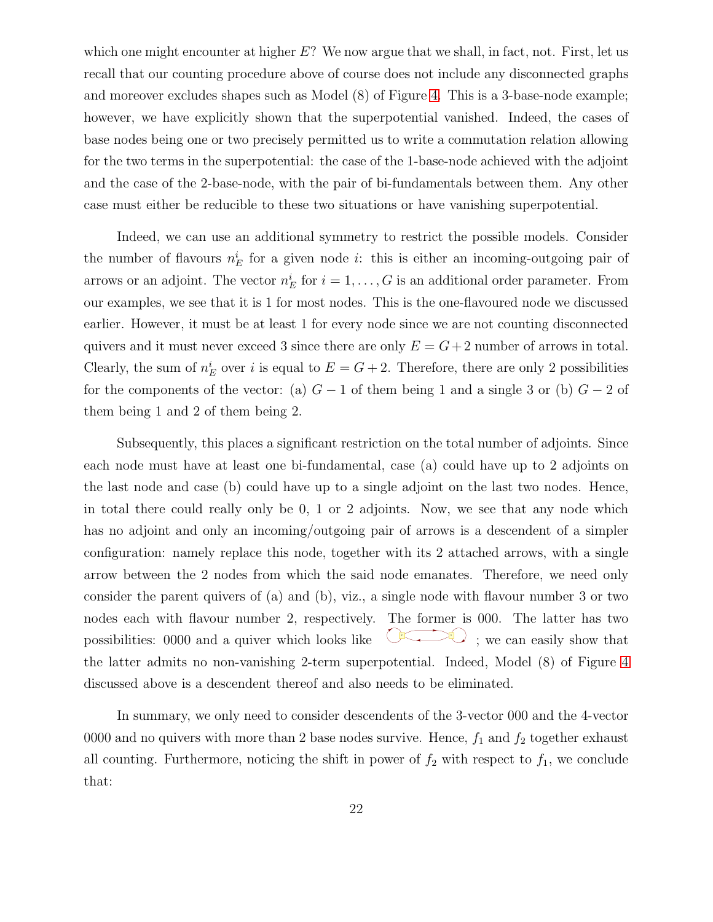which one might encounter at higher $E$? We now argue that we shall, in fact, not. First, let us recall that our counting procedure above of course does not include any disconnected graphs and moreover excludes shapes such as Model (8) of Figure 4. This is a 3-base-node example; however, we have explicitly shown that the superpotential vanished. Indeed, the cases of base nodes being one or two precisely permitted us to write a commutation relation allowing for the two terms in the superpotential: the case of the 1-base-node achieved with the adjoint and the case of the 2-base-node, with the pair of bi-fundamentals between them. Any other case must either be reducible to these two situations or have vanishing superpotential.

Indeed, we can use an additional symmetry to restrict the possible models. Consider the number of flavours $n_E^i$ for a given node $i$: this is either an incoming-outgoing pair of arrows or an adjoint. The vector $n_E^i$ for $i = 1, \ldots, G$ is an additional order parameter. From our examples, we see that it is 1 for most nodes. This is the one-flavoured node we discussed earlier. However, it must be at least 1 for every node since we are not counting disconnected quivers and it must never exceed 3 since there are only $E = G + 2$ number of arrows in total. Clearly, the sum of $n_E^i$ over $i$ is equal to $E = G + 2$. Therefore, there are only 2 possibilities for the components of the vector: (a) $G - 1$ of them being 1 and a single 3 or (b) $G - 2$ of them being 1 and 2 of them being 2.

Subsequently, this places a significant restriction on the total number of adjoints. Since each node must have at least one bi-fundamental, case (a) could have up to 2 adjoints on the last node and case (b) could have up to a single adjoint on the last two nodes. Hence, in total there could really only be 0, 1 or 2 adjoints. Now, we see that any node which has no adjoint and only an incoming/outgoing pair of arrows is a descendent of a simpler configuration: namely replace this node, together with its 2 attached arrows, with a single arrow between the 2 nodes from which the said node emanates. Therefore, we need only consider the parent quivers of (a) and (b), viz., a single node with flavour number 3 or two nodes each with flavour number 2, respectively. The former is 000. The latter has two possibilities: 0000 and a quiver which looks like ; we can easily show that the latter admits no non-vanishing 2-term superpotential. Indeed, Model (8) of Figure 4 discussed above is a descendent thereof and also needs to be eliminated.

In summary, we only need to consider descendents of the 3-vector 000 and the 4-vector 0000 and no quivers with more than 2 base nodes survive. Hence, $f_1$ and $f_2$ together exhaust all counting. Furthermore, noticing the shift in power of $f_2$ with respect to $f_1$, we conclude that: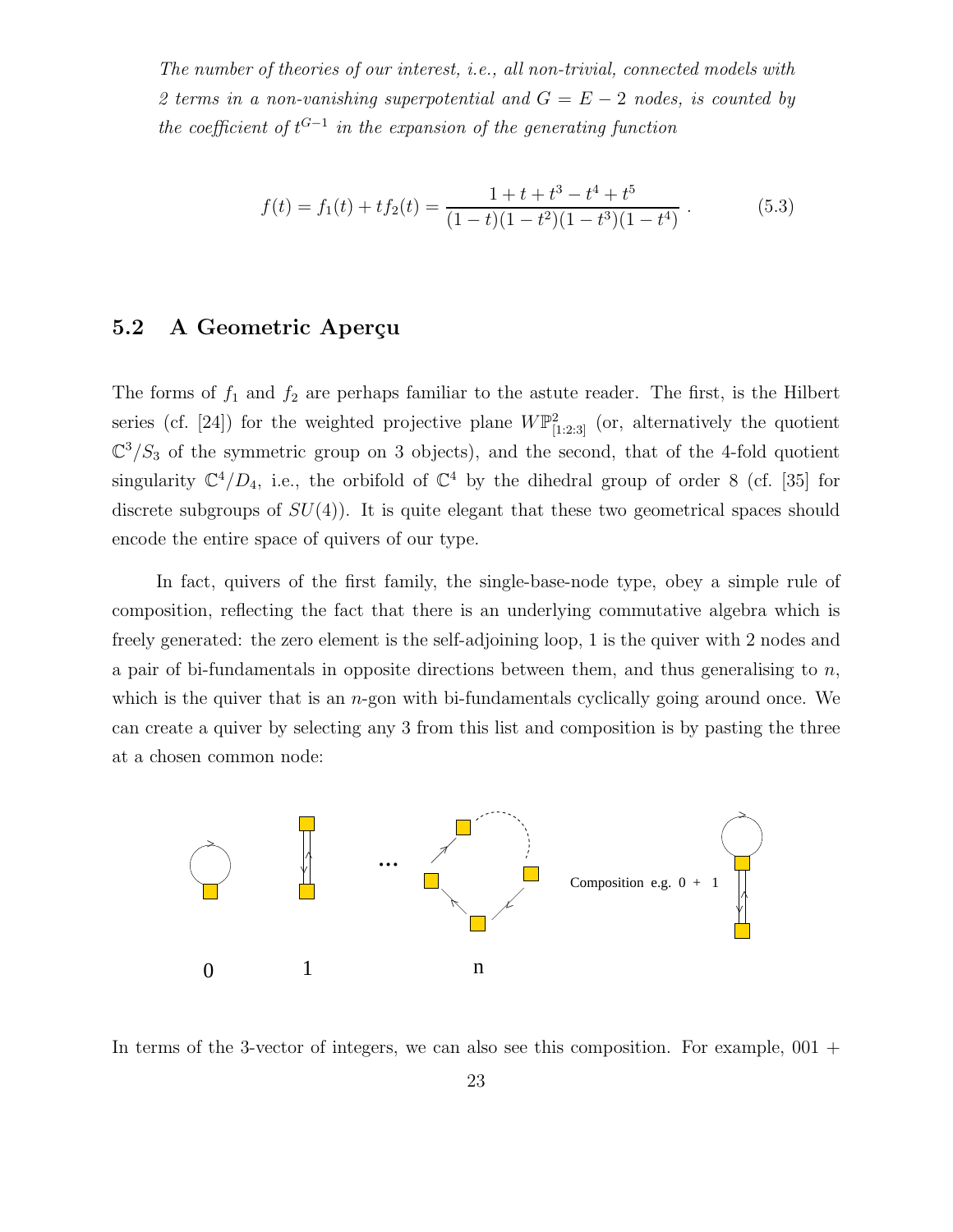*The number of theories of our interest, i.e., all non-trivial, connected models with 2 terms in a non-vanishing superpotential and $G = E - 2$ nodes, is counted by the coefficient of $t^{G-1}$ in the expansion of the generating function*

$$f(t) = f_1(t) + t f_2(t) = \frac{1 + t + t^3 - t^4 + t^5}{(1-t)(1-t^2)(1-t^3)(1-t^4)} . \tag{5.3}$$

## 5.2 A Geometric Aperçu

The forms of $f_1$ and $f_2$ are perhaps familiar to the astute reader. The first, is the Hilbert series (cf. [24]) for the weighted projective plane $W\mathbb{P}^2_{[1:2:3]}$ (or, alternatively the quotient $\mathbb{C}^3/S_3$ of the symmetric group on 3 objects), and the second, that of the 4-fold quotient singularity $\mathbb{C}^4/D_4$, i.e., the orbifold of $\mathbb{C}^4$ by the dihedral group of order 8 (cf. [35] for discrete subgroups of $SU(4)$). It is quite elegant that these two geometrical spaces should encode the entire space of quivers of our type.

In fact, quivers of the first family, the single-base-node type, obey a simple rule of composition, reflecting the fact that there is an underlying commutative algebra which is freely generated: the zero element is the self-adjoining loop, 1 is the quiver with 2 nodes and a pair of bi-fundamentals in opposite directions between them, and thus generalising to $n$, which is the quiver that is an $n$-gon with bi-fundamentals cyclically going around once. We can create a quiver by selecting any 3 from this list and composition is by pasting the three at a chosen common node:

0 1 ... n Composition e.g. 0 + 1

In terms of the 3-vector of integers, we can also see this composition. For example, 001 +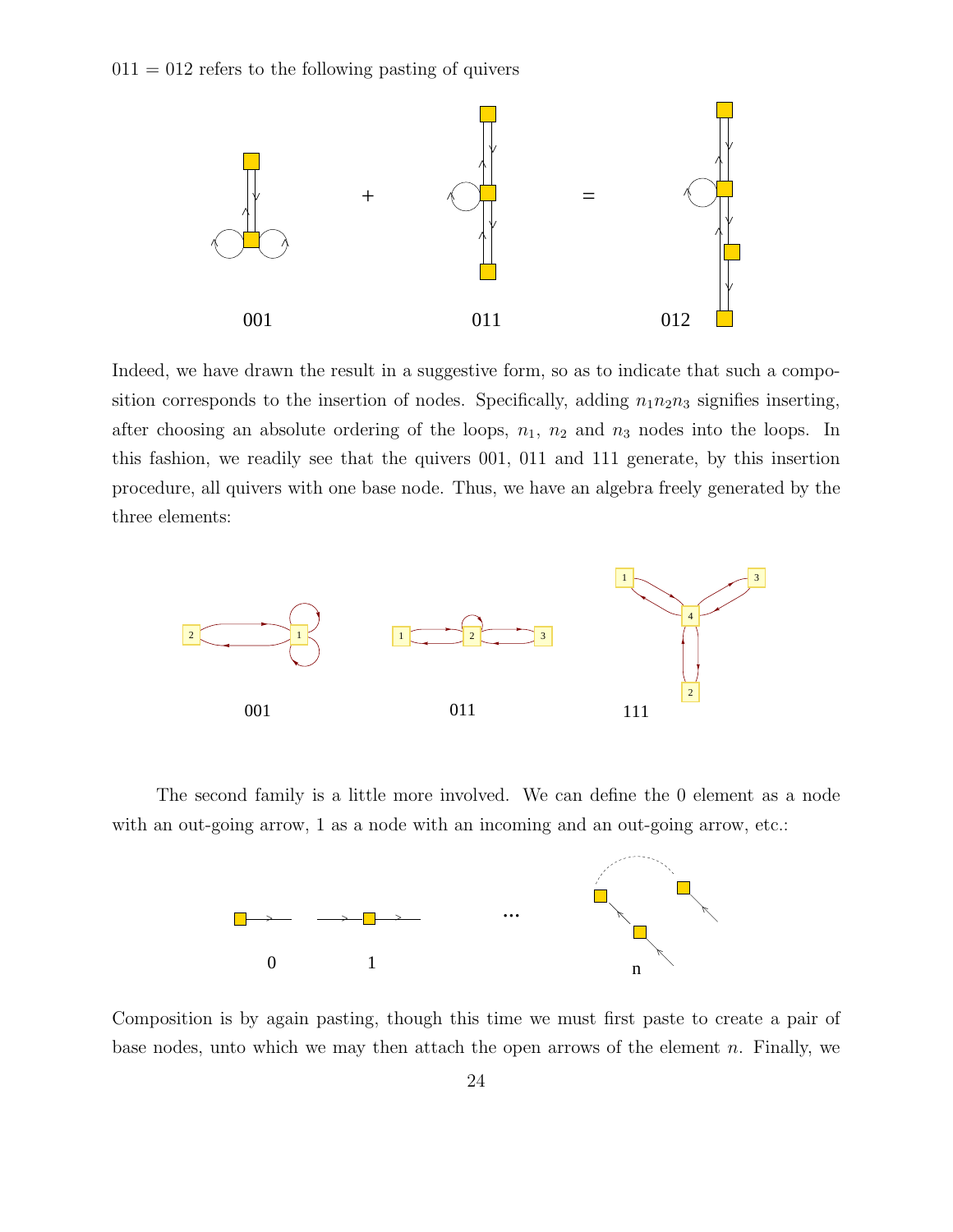011 = 012 refers to the following pasting of quivers

001 011 012

Indeed, we have drawn the result in a suggestive form, so as to indicate that such a composition corresponds to the insertion of nodes. Specifically, adding $n_1 n_2 n_3$ signifies inserting, after choosing an absolute ordering of the loops, $n_1$, $n_2$ and $n_3$ nodes into the loops. In this fashion, we readily see that the quivers 001, 011 and 111 generate, by this insertion procedure, all quivers with one base node. Thus, we have an algebra freely generated by the three elements:

001 011 111

The second family is a little more involved. We can define the 0 element as a node with an out-going arrow, 1 as a node with an incoming and an out-going arrow, etc.:

0 1 ... n

Composition is by again pasting, though this time we must first paste to create a pair of base nodes, unto which we may then attach the open arrows of the element $n$. Finally, we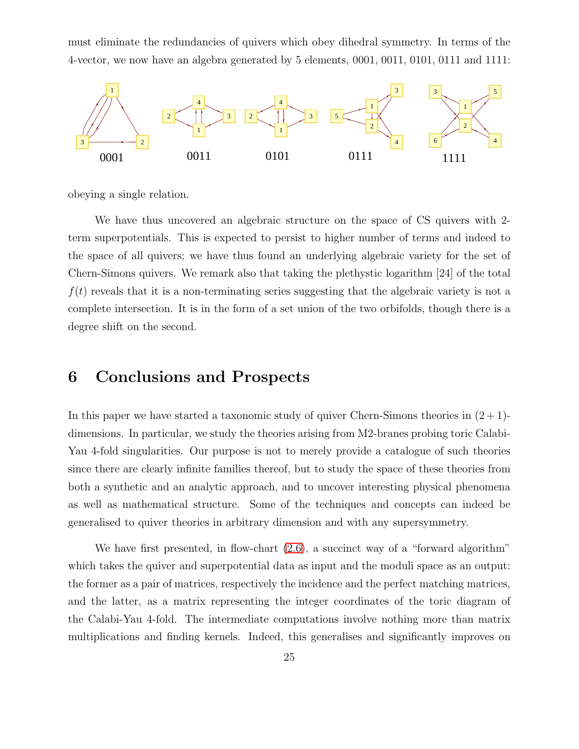must eliminate the redundancies of quivers which obey dihedral symmetry. In terms of the 4-vector, we now have an algebra generated by 5 elements, 0001, 0011, 0101, 0111 and 1111:

0001 0011 0101 0111 1111

obeying a single relation.

We have thus uncovered an algebraic structure on the space of CS quivers with 2-term superpotentials. This is expected to persist to higher number of terms and indeed to the space of all quivers; we have thus found an underlying algebraic variety for the set of Chern-Simons quivers. We remark also that taking the plethystic logarithm [24] of the total $f(t)$ reveals that it is a non-terminating series suggesting that the algebraic variety is not a complete intersection. It is in the form of a set union of the two orbifolds, though there is a degree shift on the second.

# 6 Conclusions and Prospects

In this paper we have started a taxonomic study of quiver Chern-Simons theories in $(2+1)$-dimensions. In particular, we study the theories arising from M2-branes probing toric Calabi-Yau 4-fold singularities. Our purpose is not to merely provide a catalogue of such theories since there are clearly infinite families thereof, but to study the space of these theories from both a synthetic and an analytic approach, and to uncover interesting physical phenomena as well as mathematical structure. Some of the techniques and concepts can indeed be generalised to quiver theories in arbitrary dimension and with any supersymmetry.

We have first presented, in flow-chart (2.6), a succinct way of a "forward algorithm" which takes the quiver and superpotential data as input and the moduli space as an output: the former as a pair of matrices, respectively the incidence and the perfect matching matrices, and the latter, as a matrix representing the integer coordinates of the toric diagram of the Calabi-Yau 4-fold. The intermediate computations involve nothing more than matrix multiplications and finding kernels. Indeed, this generalises and significantly improves on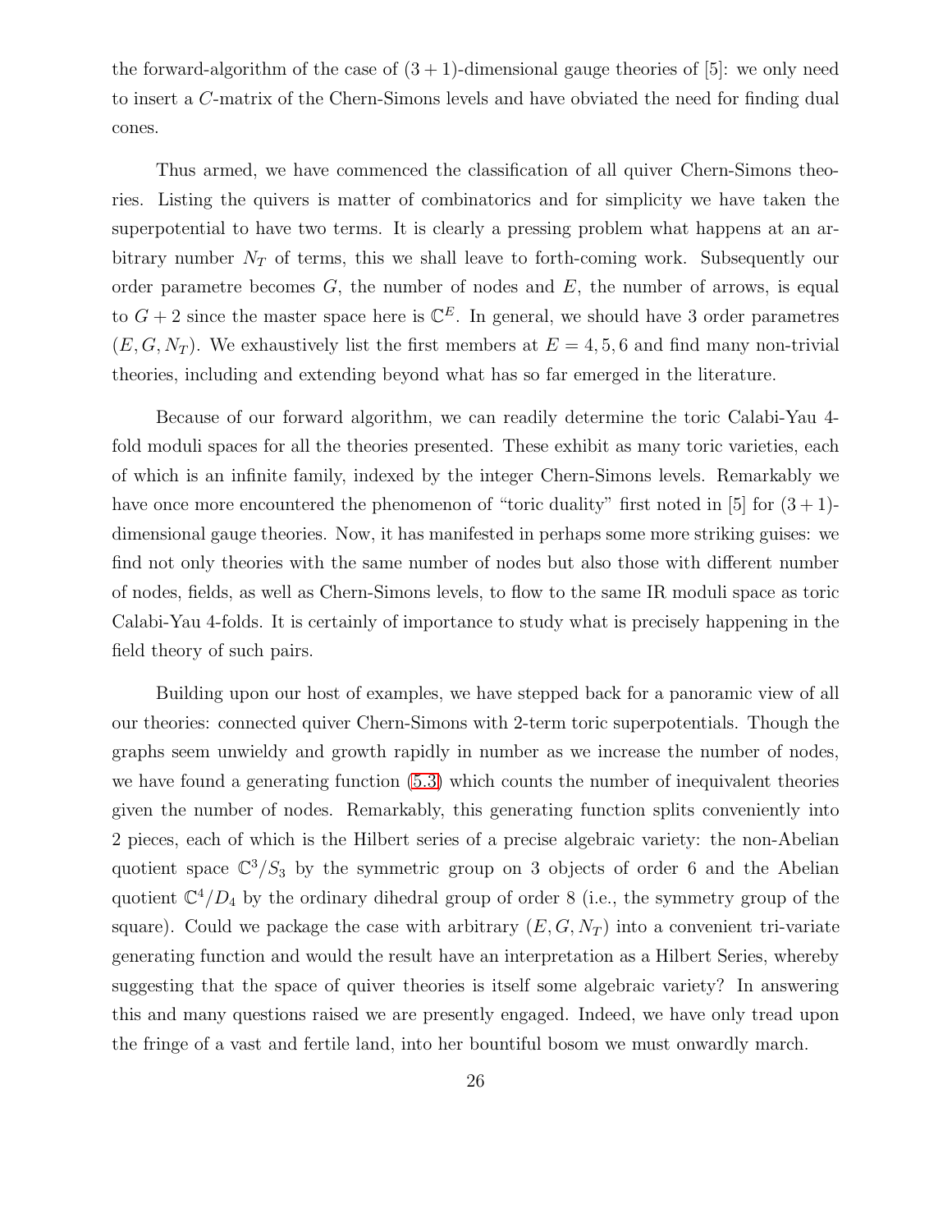the forward-algorithm of the case of $(3+1)$-dimensional gauge theories of [5]: we only need to insert a $C$-matrix of the Chern-Simons levels and have obviated the need for finding dual cones.

Thus armed, we have commenced the classification of all quiver Chern-Simons theories. Listing the quivers is matter of combinatorics and for simplicity we have taken the superpotential to have two terms. It is clearly a pressing problem what happens at an arbitrary number $N_T$ of terms, this we shall leave to forth-coming work. Subsequently our order parametre becomes $G$, the number of nodes and $E$, the number of arrows, is equal to $G+2$ since the master space here is $\mathbb{C}^E$. In general, we should have 3 order parametres $(E, G, N_T)$. We exhaustively list the first members at $E = 4, 5, 6$ and find many non-trivial theories, including and extending beyond what has so far emerged in the literature.

Because of our forward algorithm, we can readily determine the toric Calabi-Yau 4-fold moduli spaces for all the theories presented. These exhibit as many toric varieties, each of which is an infinite family, indexed by the integer Chern-Simons levels. Remarkably we have once more encountered the phenomenon of "toric duality" first noted in [5] for $(3+1)$-dimensional gauge theories. Now, it has manifested in perhaps some more striking guises: we find not only theories with the same number of nodes but also those with different number of nodes, fields, as well as Chern-Simons levels, to flow to the same IR moduli space as toric Calabi-Yau 4-folds. It is certainly of importance to study what is precisely happening in the field theory of such pairs.

Building upon our host of examples, we have stepped back for a panoramic view of all our theories: connected quiver Chern-Simons with 2-term toric superpotentials. Though the graphs seem unwieldy and growth rapidly in number as we increase the number of nodes, we have found a generating function (5.3) which counts the number of inequivalent theories given the number of nodes. Remarkably, this generating function splits conveniently into 2 pieces, each of which is the Hilbert series of a precise algebraic variety: the non-Abelian quotient space $\mathbb{C}^3/S_3$ by the symmetric group on 3 objects of order 6 and the Abelian quotient $\mathbb{C}^4/D_4$ by the ordinary dihedral group of order 8 (i.e., the symmetry group of the square). Could we package the case with arbitrary $(E, G, N_T)$ into a convenient tri-variate generating function and would the result have an interpretation as a Hilbert Series, whereby suggesting that the space of quiver theories is itself some algebraic variety? In answering this and many questions raised we are presently engaged. Indeed, we have only tread upon the fringe of a vast and fertile land, into her bountiful bosom we must onwardly march.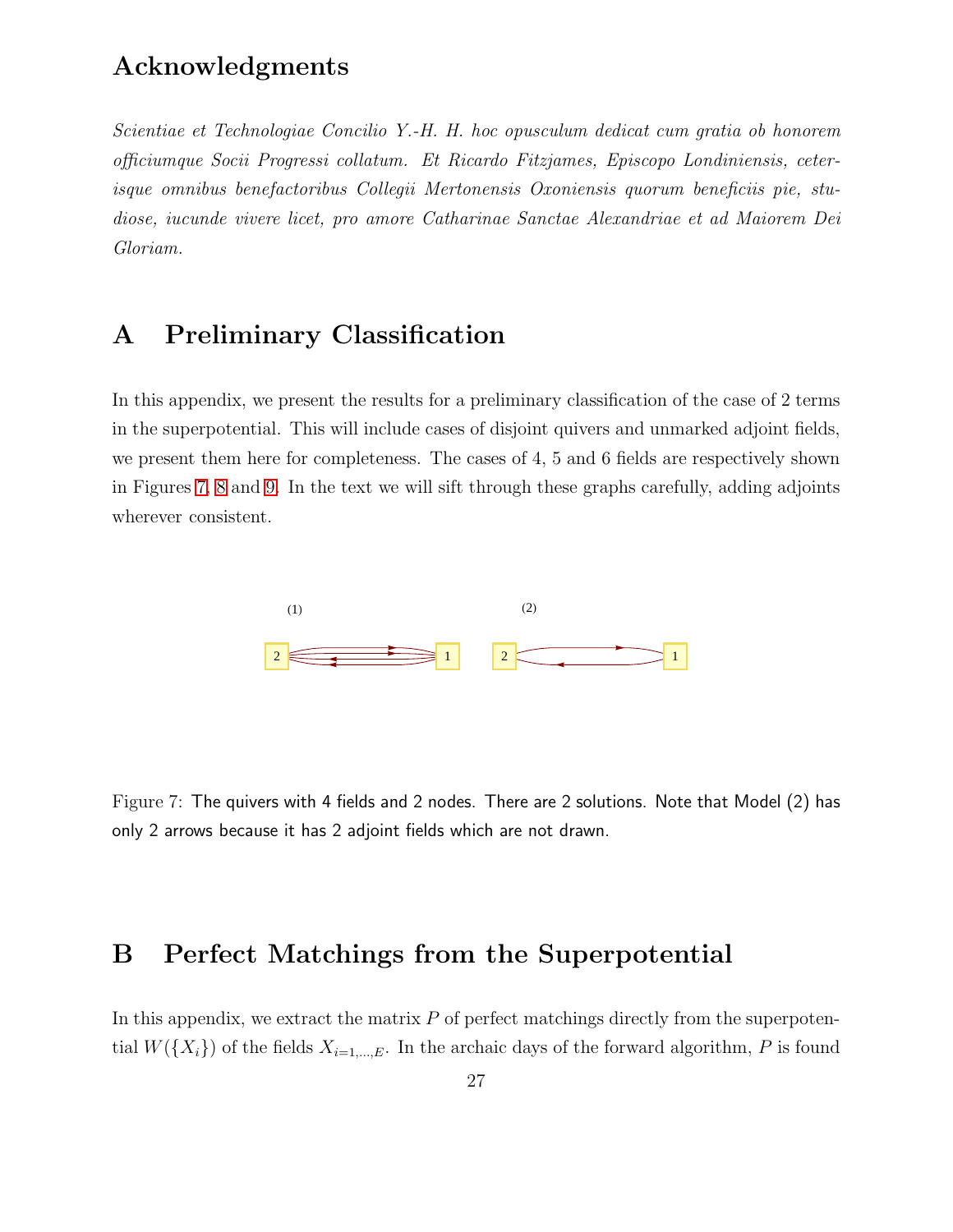## Acknowledgments

*Scientiae et Technologiae Concilio Y.-H. H. hoc opusculum dedicat cum gratia ob honorem officiumque Socii Progressi collatum. Et Ricardo Fitzjames, Episcopo Londiniensis, ceterisque omnibus benefactoribus Collegii Mertonensis Oxoniensis quorum beneficiis pie, studiose, iucunde vivere licet, pro amore Catharinae Sanctae Alexandriae et ad Maiorem Dei Gloriam.*

# A Preliminary Classification

In this appendix, we present the results for a preliminary classification of the case of 2 terms in the superpotential. This will include cases of disjoint quivers and unmarked adjoint fields, we present them here for completeness. The cases of 4, 5 and 6 fields are respectively shown in Figures 7, 8 and 9. In the text we will sift through these graphs carefully, adding adjoints wherever consistent.

Figure 7: The quivers with 4 fields and 2 nodes. There are 2 solutions. Note that Model (2) has only 2 arrows because it has 2 adjoint fields which are not drawn.

# B Perfect Matchings from the Superpotential

In this appendix, we extract the matrix $P$ of perfect matchings directly from the superpotential $W(\{X_i\})$ of the fields $X_{i=1,\dots,E}$. In the archaic days of the forward algorithm, $P$ is found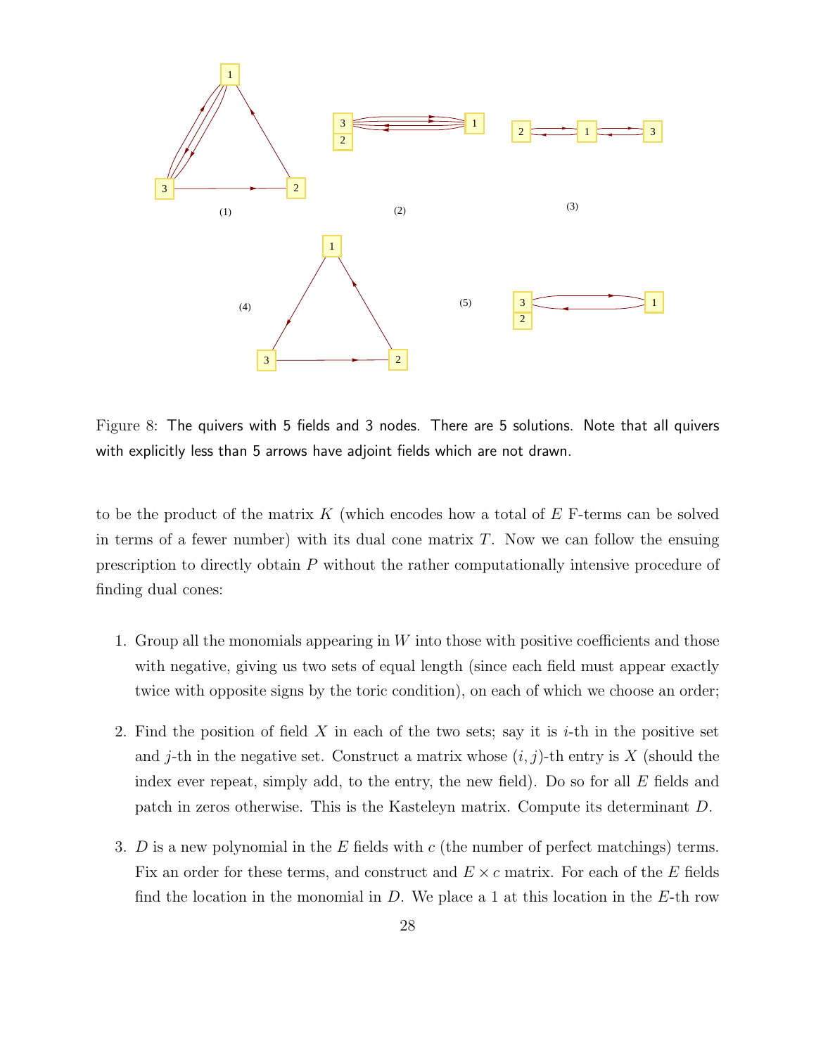Figure 8: The quivers with 5 fields and 3 nodes. There are 5 solutions. Note that all quivers with explicitly less than 5 arrows have adjoint fields which are not drawn.

to be the product of the matrix $K$ (which encodes how a total of $E$ F-terms can be solved in terms of a fewer number) with its dual cone matrix $T$. Now we can follow the ensuing prescription to directly obtain $P$ without the rather computationally intensive procedure of finding dual cones:

1. Group all the monomials appearing in $W$ into those with positive coefficients and those with negative, giving us two sets of equal length (since each field must appear exactly twice with opposite signs by the toric condition), on each of which we choose an order;

2. Find the position of field $X$ in each of the two sets; say it is $i$-th in the positive set and $j$-th in the negative set. Construct a matrix whose $(i, j)$-th entry is $X$ (should the index ever repeat, simply add, to the entry, the new field). Do so for all $E$ fields and patch in zeros otherwise. This is the Kasteleyn matrix. Compute its determinant $D$.

3. $D$ is a new polynomial in the $E$ fields with $c$ (the number of perfect matchings) terms. Fix an order for these terms, and construct and $E \times c$ matrix. For each of the $E$ fields find the location in the monomial in $D$. We place a 1 at this location in the $E$-th row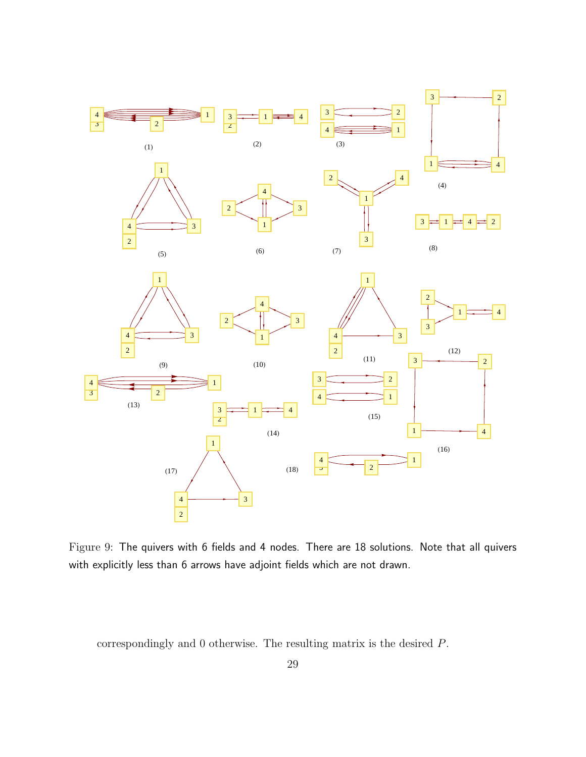Figure 9: The quivers with 6 fields and 4 nodes. There are 18 solutions. Note that all quivers with explicitly less than 6 arrows have adjoint fields which are not drawn.

correspondingly and 0 otherwise. The resulting matrix is the desired $P$.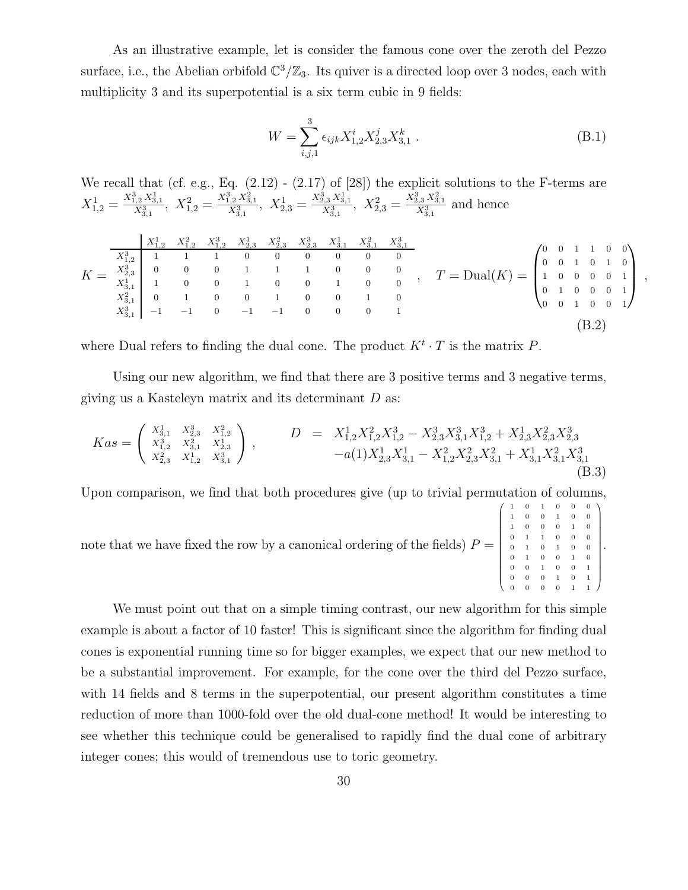As an illustrative example, let is consider the famous cone over the zeroth del Pezzo surface, i.e., the Abelian orbifold $\mathbb{C}^3/\mathbb{Z}_3$. Its quiver is a directed loop over 3 nodes, each with multiplicity 3 and its superpotential is a six term cubic in 9 fields:

$$W = \sum_{i,j,1}^{3} \epsilon_{ijk} X_{1,2}^i X_{2,3}^j X_{3,1}^k \ . \tag{B.1}$$

We recall that (cf. e.g., Eq. (2.12) - (2.17) of [28]) the explicit solutions to the F-terms are $X_{1,2}^1 = \frac{X_{1,2}^3 X_{3,1}^1}{X_{3,1}^3}$, $X_{1,2}^2 = \frac{X_{1,2}^3 X_{3,1}^2}{X_{3,1}^3}$, $X_{2,3}^1 = \frac{X_{2,3}^3 X_{3,1}^1}{X_{3,1}^3}$, $X_{2,3}^2 = \frac{X_{2,3}^3 X_{3,1}^2}{X_{3,1}^3}$ and hence

$$K = \begin{array}{c|ccccccccc} & X_{1,2}^1 & X_{1,2}^2 & X_{1,2}^3 & X_{2,3}^1 & X_{2,3}^2 & X_{2,3}^3 & X_{3,1}^1 & X_{3,1}^2 & X_{3,1}^3 \\ \hline X_{1,2}^3 & 1 & 1 & 1 & 0 & 0 & 0 & 0 & 0 & 0 \\ X_{2,3}^3 & 0 & 0 & 0 & 1 & 1 & 1 & 0 & 0 & 0 \\ X_{3,1}^1 & 1 & 0 & 0 & 1 & 0 & 0 & 1 & 0 & 0 \\ X_{3,1}^2 & 0 & 1 & 0 & 0 & 1 & 0 & 0 & 1 & 0 \\ X_{3,1}^3 & -1 & -1 & 0 & -1 & -1 & 0 & 0 & 0 & 1 \end{array} \ , \quad T = \text{Dual}(K) = \begin{pmatrix} 0 & 0 & 1 & 1 & 0 & 0 \\ 0 & 0 & 1 & 0 & 1 & 0 \\ 1 & 0 & 0 & 0 & 0 & 1 \\ 0 & 1 & 0 & 0 & 0 & 1 \\ 0 & 0 & 1 & 0 & 0 & 1 \end{pmatrix} \ , \tag{B.2}$$

where Dual refers to finding the dual cone. The product $K^t \cdot T$ is the matrix $P$.

Using our new algorithm, we find that there are 3 positive terms and 3 negative terms, giving us a Kasteleyn matrix and its determinant $D$ as:

$$Kas = \begin{pmatrix} X_{3,1}^1 & X_{2,3}^3 & X_{1,2}^2 \\ X_{1,2}^3 & X_{3,1}^2 & X_{2,3}^1 \\ X_{2,3}^2 & X_{1,2}^1 & X_{3,1}^3 \end{pmatrix} \ , \qquad \begin{aligned} D \ = \ & X_{1,2}^1 X_{1,2}^2 X_{1,2}^3 - X_{2,3}^3 X_{3,1}^1 X_{1,2}^3 + X_{2,3}^1 X_{2,3}^2 X_{2,3}^3 \\ & - a(1) X_{2,3}^1 X_{3,1}^1 - X_{1,2}^2 X_{2,3}^2 X_{3,1}^2 + X_{3,1}^1 X_{3,1}^2 X_{3,1}^3 \end{aligned} \tag{B.3}$$

Upon comparison, we find that both procedures give (up to trivial permutation of columns, note that we have fixed the row by a canonical ordering of the fields) $P = \begin{pmatrix} 1 & 0 & 1 & 0 & 0 & 0 \\ 1 & 0 & 0 & 1 & 0 & 0 \\ 1 & 0 & 0 & 0 & 1 & 0 \\ 0 & 1 & 1 & 0 & 0 & 0 \\ 0 & 1 & 0 & 1 & 0 & 0 \\ 0 & 1 & 0 & 0 & 1 & 0 \\ 0 & 0 & 1 & 0 & 0 & 1 \\ 0 & 0 & 0 & 1 & 0 & 1 \\ 0 & 0 & 0 & 0 & 1 & 1 \end{pmatrix}$.

We must point out that on a simple timing contrast, our new algorithm for this simple example is about a factor of 10 faster! This is significant since the algorithm for finding dual cones is exponential running time so for bigger examples, we expect that our new method to be a substantial improvement. For example, for the cone over the third del Pezzo surface, with 14 fields and 8 terms in the superpotential, our present algorithm constitutes a time reduction of more than 1000-fold over the old dual-cone method! It would be interesting to see whether this technique could be generalised to rapidly find the dual cone of arbitrary integer cones; this would of tremendous use to toric geometry.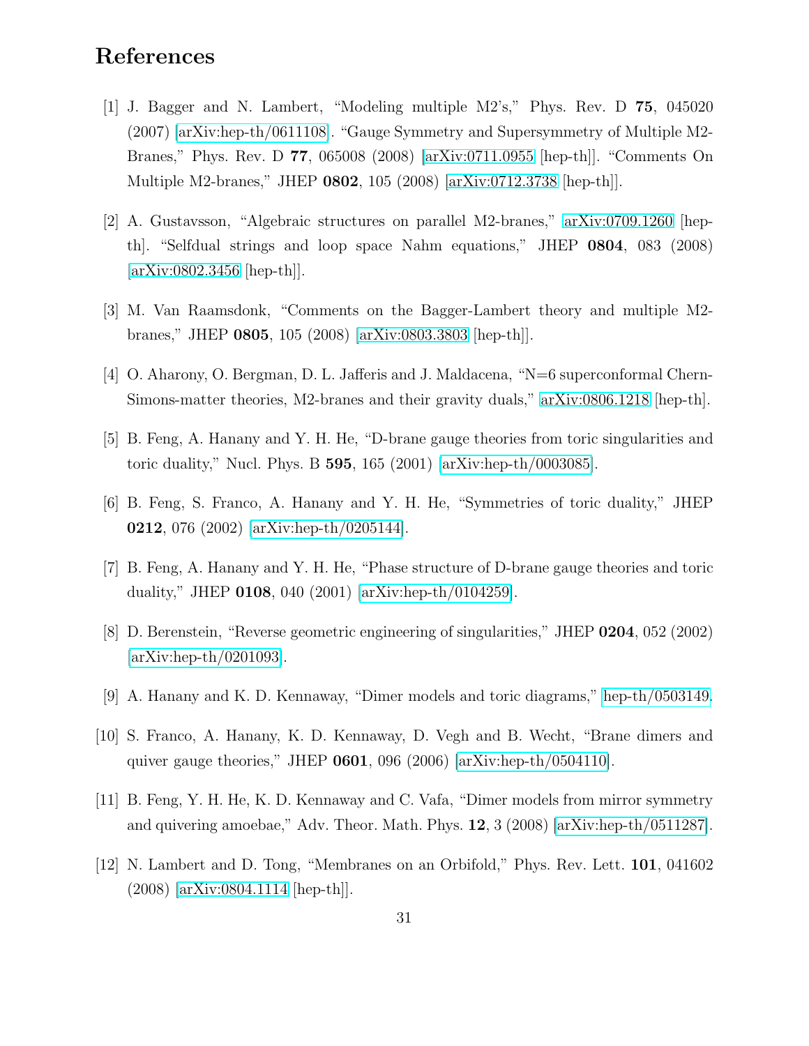# References

[1] J. Bagger and N. Lambert, "Modeling multiple M2's," Phys. Rev. D **75**, 045020 (2007) [arXiv:hep-th/0611108]. "Gauge Symmetry and Supersymmetry of Multiple M2-Branes," Phys. Rev. D **77**, 065008 (2008) [arXiv:0711.0955 [hep-th]]. "Comments On Multiple M2-branes," JHEP **0802**, 105 (2008) [arXiv:0712.3738 [hep-th]].

[2] A. Gustavsson, "Algebraic structures on parallel M2-branes," arXiv:0709.1260 [hep-th]. "Selfdual strings and loop space Nahm equations," JHEP **0804**, 083 (2008) [arXiv:0802.3456 [hep-th]].

[3] M. Van Raamsdonk, "Comments on the Bagger-Lambert theory and multiple M2-branes," JHEP **0805**, 105 (2008) [arXiv:0803.3803 [hep-th]].

[4] O. Aharony, O. Bergman, D. L. Jafferis and J. Maldacena, "N=6 superconformal Chern-Simons-matter theories, M2-branes and their gravity duals," arXiv:0806.1218 [hep-th].

[5] B. Feng, A. Hanany and Y. H. He, "D-brane gauge theories from toric singularities and toric duality," Nucl. Phys. B **595**, 165 (2001) [arXiv:hep-th/0003085].

[6] B. Feng, S. Franco, A. Hanany and Y. H. He, "Symmetries of toric duality," JHEP **0212**, 076 (2002) [arXiv:hep-th/0205144].

[7] B. Feng, A. Hanany and Y. H. He, "Phase structure of D-brane gauge theories and toric duality," JHEP **0108**, 040 (2001) [arXiv:hep-th/0104259].

[8] D. Berenstein, "Reverse geometric engineering of singularities," JHEP **0204**, 052 (2002) [arXiv:hep-th/0201093].

[9] A. Hanany and K. D. Kennaway, "Dimer models and toric diagrams," hep-th/0503149.

[10] S. Franco, A. Hanany, K. D. Kennaway, D. Vegh and B. Wecht, "Brane dimers and quiver gauge theories," JHEP **0601**, 096 (2006) [arXiv:hep-th/0504110].

[11] B. Feng, Y. H. He, K. D. Kennaway and C. Vafa, "Dimer models from mirror symmetry and quivering amoebae," Adv. Theor. Math. Phys. **12**, 3 (2008) [arXiv:hep-th/0511287].

[12] N. Lambert and D. Tong, "Membranes on an Orbifold," Phys. Rev. Lett. **101**, 041602 (2008) [arXiv:0804.1114 [hep-th]].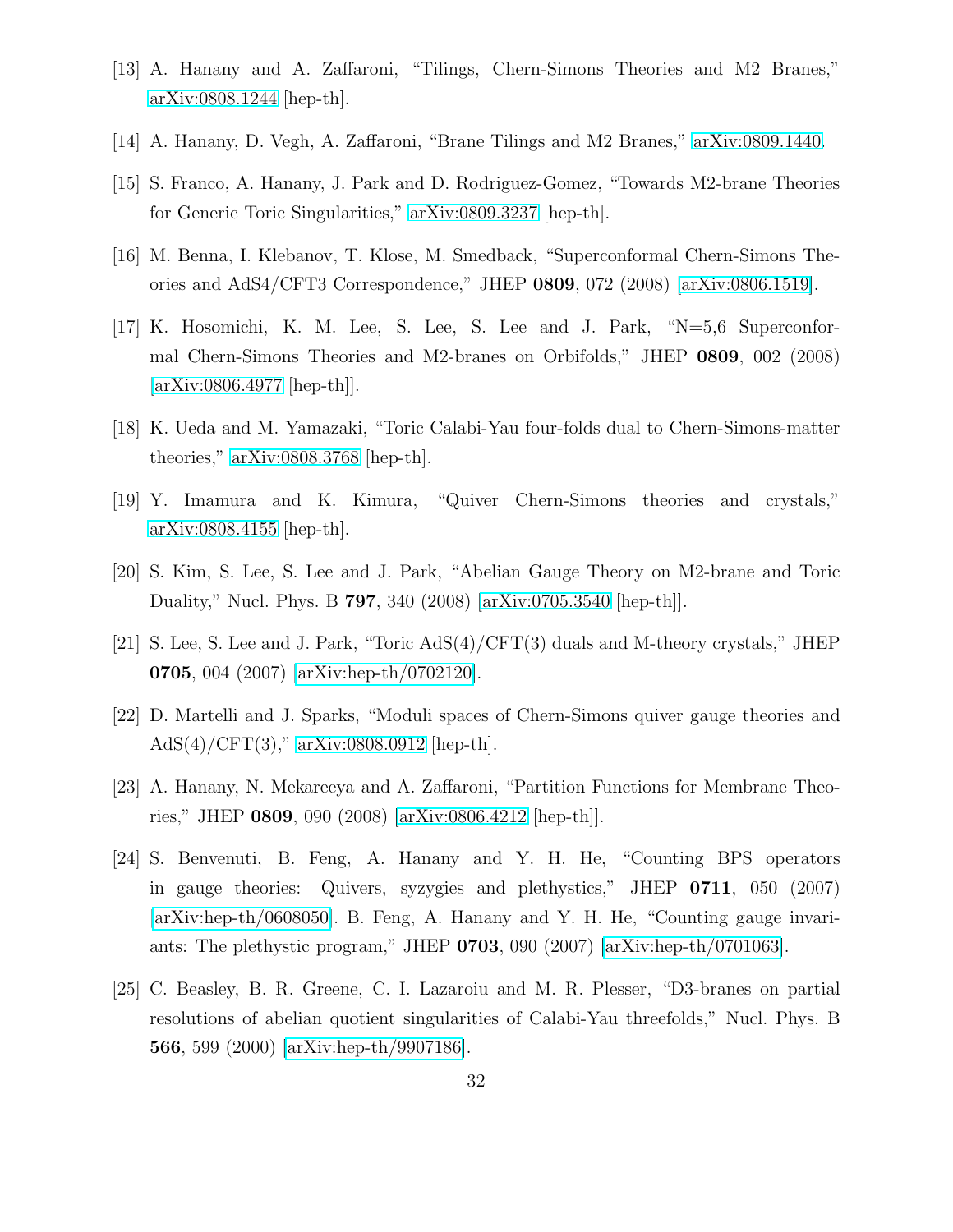[13] A. Hanany and A. Zaffaroni, "Tilings, Chern-Simons Theories and M2 Branes," arXiv:0808.1244 [hep-th].

[14] A. Hanany, D. Vegh, A. Zaffaroni, "Brane Tilings and M2 Branes," arXiv:0809.1440.

[15] S. Franco, A. Hanany, J. Park and D. Rodriguez-Gomez, "Towards M2-brane Theories for Generic Toric Singularities," arXiv:0809.3237 [hep-th].

[16] M. Benna, I. Klebanov, T. Klose, M. Smedback, "Superconformal Chern-Simons Theories and AdS4/CFT3 Correspondence," JHEP **0809**, 072 (2008) [arXiv:0806.1519].

[17] K. Hosomichi, K. M. Lee, S. Lee, S. Lee and J. Park, "N=5,6 Superconformal Chern-Simons Theories and M2-branes on Orbifolds," JHEP **0809**, 002 (2008) [arXiv:0806.4977 [hep-th]].

[18] K. Ueda and M. Yamazaki, "Toric Calabi-Yau four-folds dual to Chern-Simons-matter theories," arXiv:0808.3768 [hep-th].

[19] Y. Imamura and K. Kimura, "Quiver Chern-Simons theories and crystals," arXiv:0808.4155 [hep-th].

[20] S. Kim, S. Lee, S. Lee and J. Park, "Abelian Gauge Theory on M2-brane and Toric Duality," Nucl. Phys. B **797**, 340 (2008) [arXiv:0705.3540 [hep-th]].

[21] S. Lee, S. Lee and J. Park, "Toric AdS(4)/CFT(3) duals and M-theory crystals," JHEP **0705**, 004 (2007) [arXiv:hep-th/0702120].

[22] D. Martelli and J. Sparks, "Moduli spaces of Chern-Simons quiver gauge theories and AdS(4)/CFT(3)," arXiv:0808.0912 [hep-th].

[23] A. Hanany, N. Mekareeya and A. Zaffaroni, "Partition Functions for Membrane Theories," JHEP **0809**, 090 (2008) [arXiv:0806.4212 [hep-th]].

[24] S. Benvenuti, B. Feng, A. Hanany and Y. H. He, "Counting BPS operators in gauge theories: Quivers, syzygies and plethystics," JHEP **0711**, 050 (2007) [arXiv:hep-th/0608050]. B. Feng, A. Hanany and Y. H. He, "Counting gauge invariants: The plethystic program," JHEP **0703**, 090 (2007) [arXiv:hep-th/0701063].

[25] C. Beasley, B. R. Greene, C. I. Lazaroiu and M. R. Plesser, "D3-branes on partial resolutions of abelian quotient singularities of Calabi-Yau threefolds," Nucl. Phys. B **566**, 599 (2000) [arXiv:hep-th/9907186].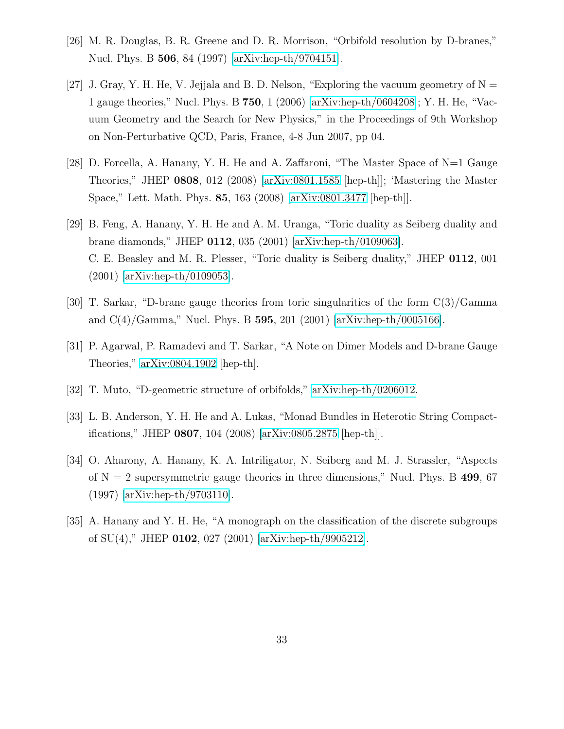[26] M. R. Douglas, B. R. Greene and D. R. Morrison, "Orbifold resolution by D-branes," Nucl. Phys. B **506**, 84 (1997) [arXiv:hep-th/9704151].

[27] J. Gray, Y. H. He, V. Jejjala and B. D. Nelson, "Exploring the vacuum geometry of N = 1 gauge theories," Nucl. Phys. B **750**, 1 (2006) [arXiv:hep-th/0604208]; Y. H. He, "Vacuum Geometry and the Search for New Physics," in the Proceedings of 9th Workshop on Non-Perturbative QCD, Paris, France, 4-8 Jun 2007, pp 04.

[28] D. Forcella, A. Hanany, Y. H. He and A. Zaffaroni, "The Master Space of N=1 Gauge Theories," JHEP **0808**, 012 (2008) [arXiv:0801.1585 [hep-th]]; 'Mastering the Master Space," Lett. Math. Phys. **85**, 163 (2008) [arXiv:0801.3477 [hep-th]].

[29] B. Feng, A. Hanany, Y. H. He and A. M. Uranga, "Toric duality as Seiberg duality and brane diamonds," JHEP **0112**, 035 (2001) [arXiv:hep-th/0109063].
C. E. Beasley and M. R. Plesser, "Toric duality is Seiberg duality," JHEP **0112**, 001 (2001) [arXiv:hep-th/0109053].

[30] T. Sarkar, "D-brane gauge theories from toric singularities of the form C(3)/Gamma and C(4)/Gamma," Nucl. Phys. B **595**, 201 (2001) [arXiv:hep-th/0005166].

[31] P. Agarwal, P. Ramadevi and T. Sarkar, "A Note on Dimer Models and D-brane Gauge Theories," arXiv:0804.1902 [hep-th].

[32] T. Muto, "D-geometric structure of orbifolds," arXiv:hep-th/0206012.

[33] L. B. Anderson, Y. H. He and A. Lukas, "Monad Bundles in Heterotic String Compactifications," JHEP **0807**, 104 (2008) [arXiv:0805.2875 [hep-th]].

[34] O. Aharony, A. Hanany, K. A. Intriligator, N. Seiberg and M. J. Strassler, "Aspects of N = 2 supersymmetric gauge theories in three dimensions," Nucl. Phys. B **499**, 67 (1997) [arXiv:hep-th/9703110].

[35] A. Hanany and Y. H. He, "A monograph on the classification of the discrete subgroups of SU(4)," JHEP **0102**, 027 (2001) [arXiv:hep-th/9905212].